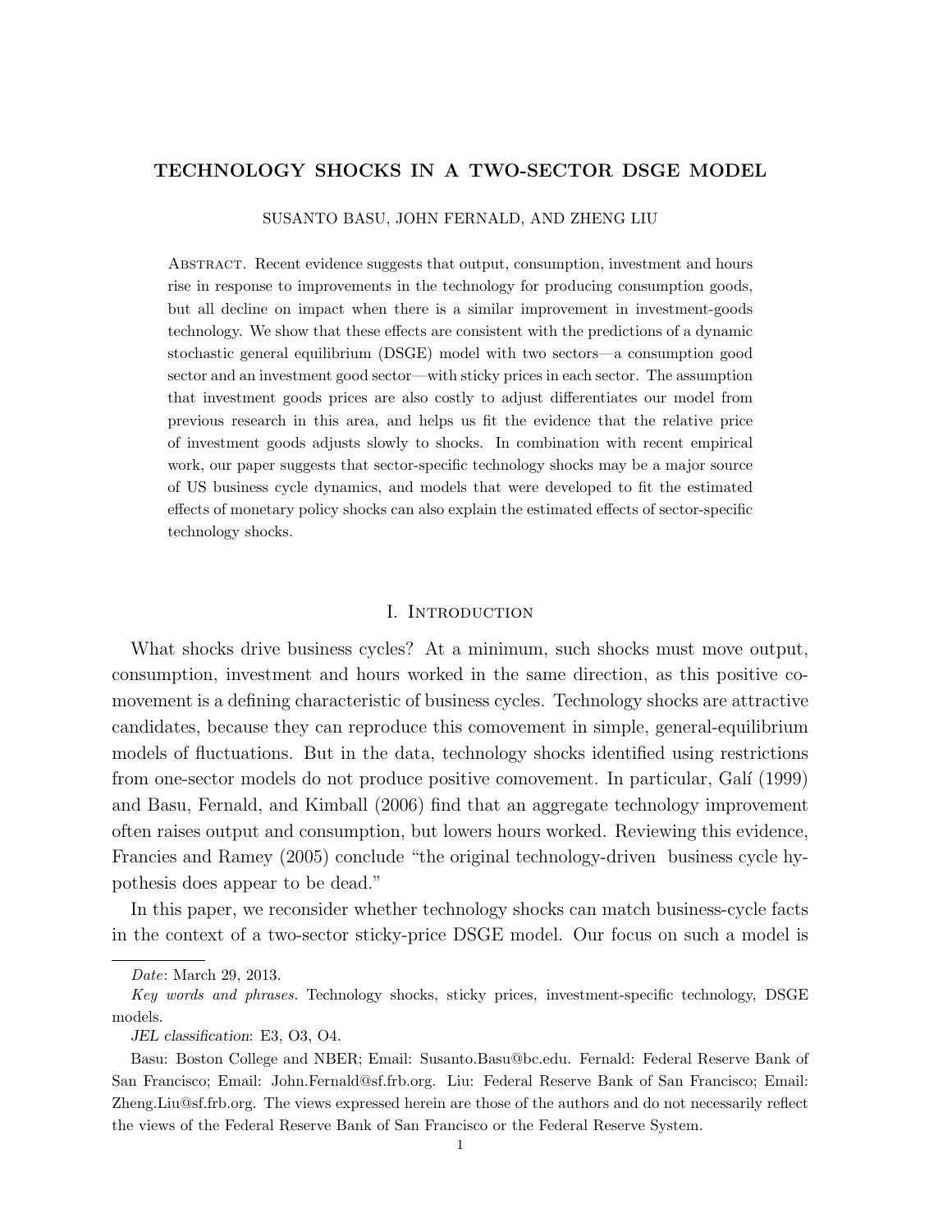# TECHNOLOGY SHOCKS IN A TWO-SECTOR DSGE MODEL

SUSANTO BASU, JOHN FERNALD, AND ZHENG LIU

Abstract. Recent evidence suggests that output, consumption, investment and hours rise in response to improvements in the technology for producing consumption goods, but all decline on impact when there is a similar improvement in investment-goods technology. We show that these effects are consistent with the predictions of a dynamic stochastic general equilibrium (DSGE) model with two sectors—a consumption good sector and an investment good sector—with sticky prices in each sector. The assumption that investment goods prices are also costly to adjust differentiates our model from previous research in this area, and helps us fit the evidence that the relative price of investment goods adjusts slowly to shocks. In combination with recent empirical work, our paper suggests that sector-specific technology shocks may be a major source of US business cycle dynamics, and models that were developed to fit the estimated effects of monetary policy shocks can also explain the estimated effects of sector-specific technology shocks.

## I. Introduction

What shocks drive business cycles? At a minimum, such shocks must move output, consumption, investment and hours worked in the same direction, as this positive co-movement is a defining characteristic of business cycles. Technology shocks are attractive candidates, because they can reproduce this comovement in simple, general-equilibrium models of fluctuations. But in the data, technology shocks identified using restrictions from one-sector models do not produce positive comovement. In particular, Galí (1999) and Basu, Fernald, and Kimball (2006) find that an aggregate technology improvement often raises output and consumption, but lowers hours worked. Reviewing this evidence, Francies and Ramey (2005) conclude "the original technology-driven business cycle hypothesis does appear to be dead."

In this paper, we reconsider whether technology shocks can match business-cycle facts in the context of a two-sector sticky-price DSGE model. Our focus on such a model is

---

*Date*: March 29, 2013.

*Key words and phrases.* Technology shocks, sticky prices, investment-specific technology, DSGE models.

*JEL classification*: E3, O3, O4.

Basu: Boston College and NBER; Email: Susanto.Basu@bc.edu. Fernald: Federal Reserve Bank of San Francisco; Email: John.Fernald@sf.frb.org. Liu: Federal Reserve Bank of San Francisco; Email: Zheng.Liu@sf.frb.org. The views expressed herein are those of the authors and do not necessarily reflect the views of the Federal Reserve Bank of San Francisco or the Federal Reserve System.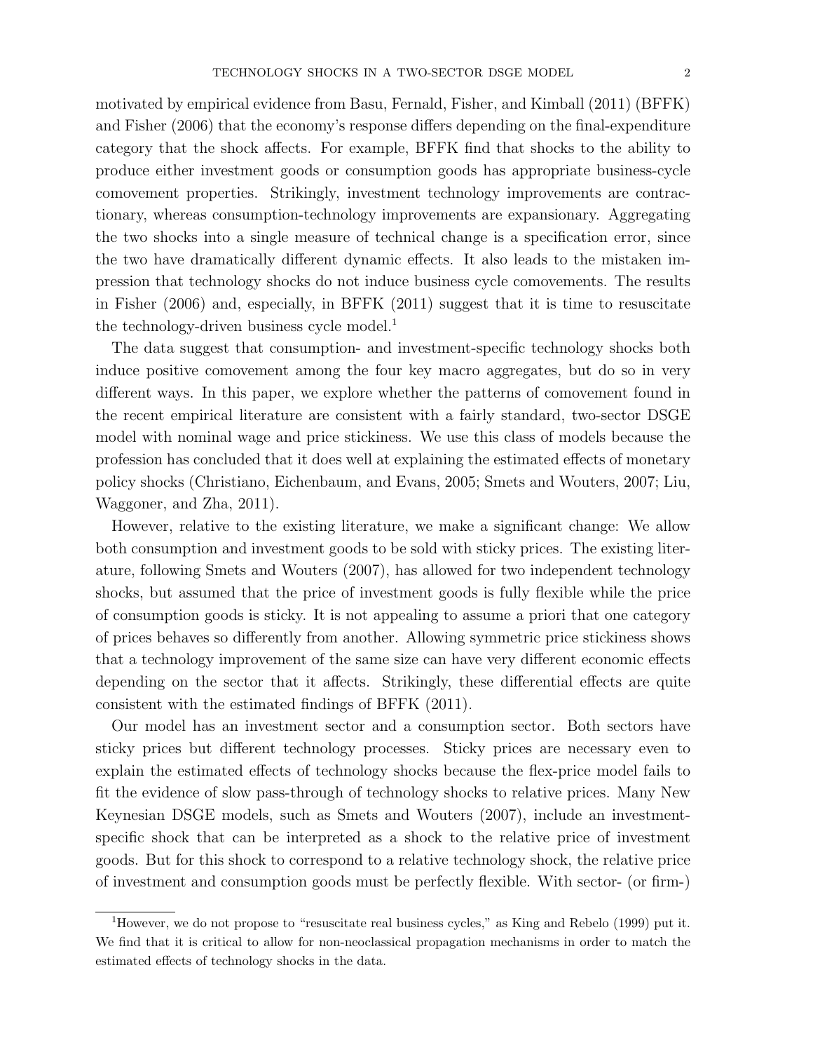motivated by empirical evidence from Basu, Fernald, Fisher, and Kimball (2011) (BFFK) and Fisher (2006) that the economy's response differs depending on the final-expenditure category that the shock affects. For example, BFFK find that shocks to the ability to produce either investment goods or consumption goods has appropriate business-cycle comovement properties. Strikingly, investment technology improvements are contractionary, whereas consumption-technology improvements are expansionary. Aggregating the two shocks into a single measure of technical change is a specification error, since the two have dramatically different dynamic effects. It also leads to the mistaken impression that technology shocks do not induce business cycle comovements. The results in Fisher (2006) and, especially, in BFFK (2011) suggest that it is time to resuscitate the technology-driven business cycle model.[1]

The data suggest that consumption- and investment-specific technology shocks both induce positive comovement among the four key macro aggregates, but do so in very different ways. In this paper, we explore whether the patterns of comovement found in the recent empirical literature are consistent with a fairly standard, two-sector DSGE model with nominal wage and price stickiness. We use this class of models because the profession has concluded that it does well at explaining the estimated effects of monetary policy shocks (Christiano, Eichenbaum, and Evans, 2005; Smets and Wouters, 2007; Liu, Waggoner, and Zha, 2011).

However, relative to the existing literature, we make a significant change: We allow both consumption and investment goods to be sold with sticky prices. The existing literature, following Smets and Wouters (2007), has allowed for two independent technology shocks, but assumed that the price of investment goods is fully flexible while the price of consumption goods is sticky. It is not appealing to assume a priori that one category of prices behaves so differently from another. Allowing symmetric price stickiness shows that a technology improvement of the same size can have very different economic effects depending on the sector that it affects. Strikingly, these differential effects are quite consistent with the estimated findings of BFFK (2011).

Our model has an investment sector and a consumption sector. Both sectors have sticky prices but different technology processes. Sticky prices are necessary even to explain the estimated effects of technology shocks because the flex-price model fails to fit the evidence of slow pass-through of technology shocks to relative prices. Many New Keynesian DSGE models, such as Smets and Wouters (2007), include an investment-specific shock that can be interpreted as a shock to the relative price of investment goods. But for this shock to correspond to a relative technology shock, the relative price of investment and consumption goods must be perfectly flexible. With sector- (or firm-)

[1]However, we do not propose to "resuscitate real business cycles," as King and Rebelo (1999) put it. We find that it is critical to allow for non-neoclassical propagation mechanisms in order to match the estimated effects of technology shocks in the data.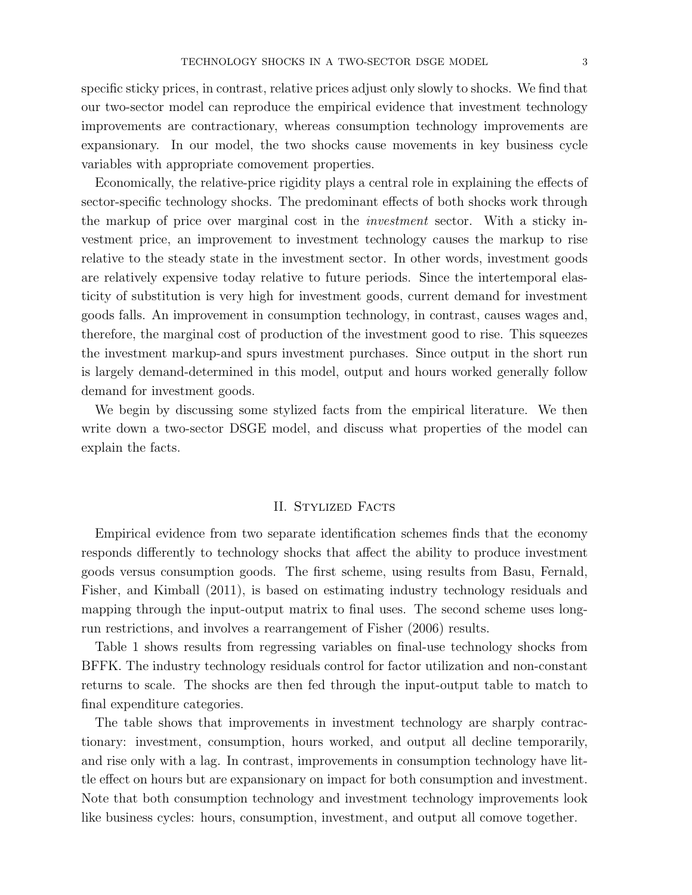specific sticky prices, in contrast, relative prices adjust only slowly to shocks. We find that our two-sector model can reproduce the empirical evidence that investment technology improvements are contractionary, whereas consumption technology improvements are expansionary. In our model, the two shocks cause movements in key business cycle variables with appropriate comovement properties.

Economically, the relative-price rigidity plays a central role in explaining the effects of sector-specific technology shocks. The predominant effects of both shocks work through the markup of price over marginal cost in the *investment* sector. With a sticky investment price, an improvement to investment technology causes the markup to rise relative to the steady state in the investment sector. In other words, investment goods are relatively expensive today relative to future periods. Since the intertemporal elasticity of substitution is very high for investment goods, current demand for investment goods falls. An improvement in consumption technology, in contrast, causes wages and, therefore, the marginal cost of production of the investment good to rise. This squeezes the investment markup-and spurs investment purchases. Since output in the short run is largely demand-determined in this model, output and hours worked generally follow demand for investment goods.

We begin by discussing some stylized facts from the empirical literature. We then write down a two-sector DSGE model, and discuss what properties of the model can explain the facts.

## II. Stylized Facts

Empirical evidence from two separate identification schemes finds that the economy responds differently to technology shocks that affect the ability to produce investment goods versus consumption goods. The first scheme, using results from Basu, Fernald, Fisher, and Kimball (2011), is based on estimating industry technology residuals and mapping through the input-output matrix to final uses. The second scheme uses long-run restrictions, and involves a rearrangement of Fisher (2006) results.

Table 1 shows results from regressing variables on final-use technology shocks from BFFK. The industry technology residuals control for factor utilization and non-constant returns to scale. The shocks are then fed through the input-output table to match to final expenditure categories.

The table shows that improvements in investment technology are sharply contractionary: investment, consumption, hours worked, and output all decline temporarily, and rise only with a lag. In contrast, improvements in consumption technology have little effect on hours but are expansionary on impact for both consumption and investment. Note that both consumption technology and investment technology improvements look like business cycles: hours, consumption, investment, and output all comove together.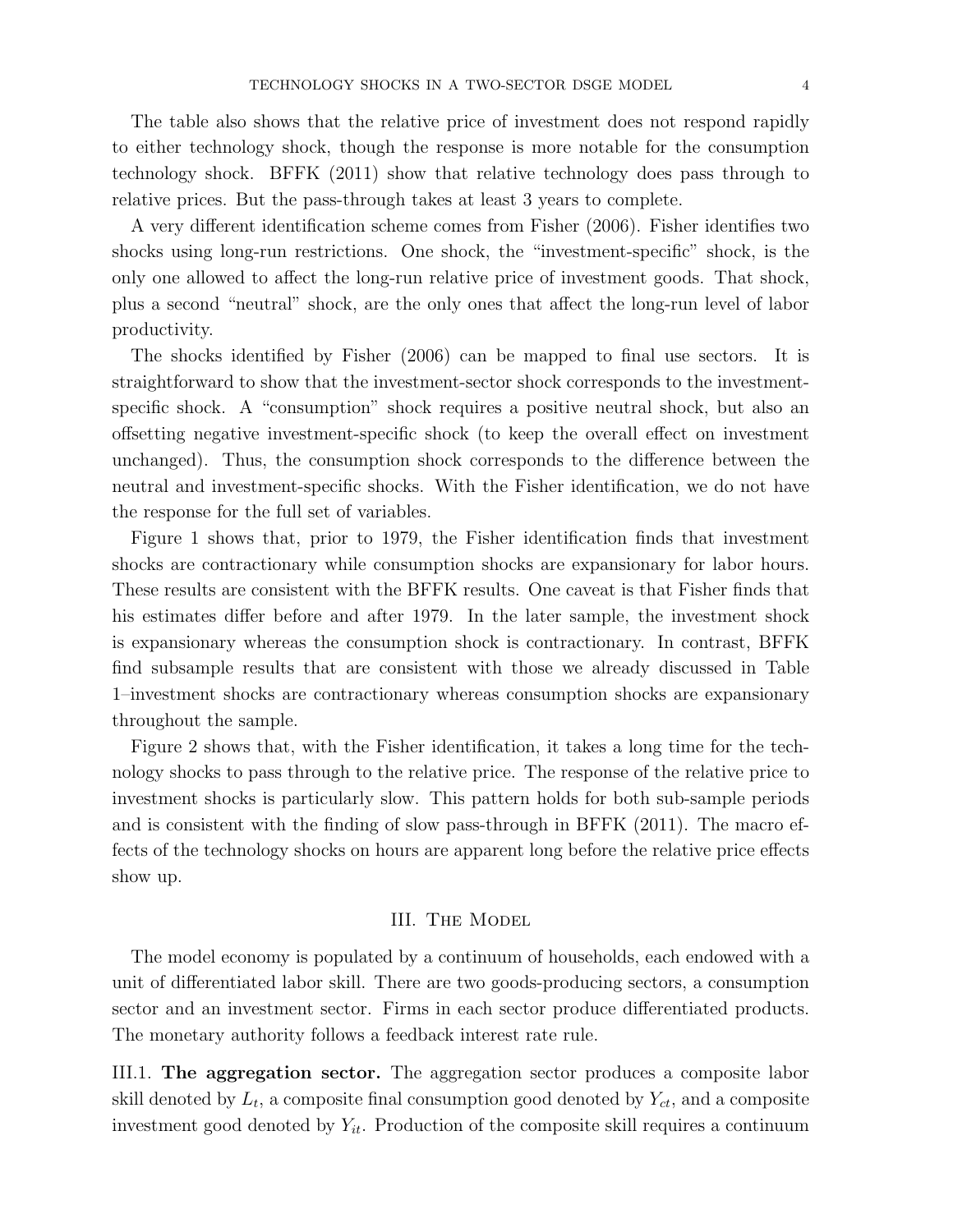The table also shows that the relative price of investment does not respond rapidly to either technology shock, though the response is more notable for the consumption technology shock. BFFK (2011) show that relative technology does pass through to relative prices. But the pass-through takes at least 3 years to complete.

A very different identification scheme comes from Fisher (2006). Fisher identifies two shocks using long-run restrictions. One shock, the "investment-specific" shock, is the only one allowed to affect the long-run relative price of investment goods. That shock, plus a second "neutral" shock, are the only ones that affect the long-run level of labor productivity.

The shocks identified by Fisher (2006) can be mapped to final use sectors. It is straightforward to show that the investment-sector shock corresponds to the investment-specific shock. A "consumption" shock requires a positive neutral shock, but also an offsetting negative investment-specific shock (to keep the overall effect on investment unchanged). Thus, the consumption shock corresponds to the difference between the neutral and investment-specific shocks. With the Fisher identification, we do not have the response for the full set of variables.

Figure 1 shows that, prior to 1979, the Fisher identification finds that investment shocks are contractionary while consumption shocks are expansionary for labor hours. These results are consistent with the BFFK results. One caveat is that Fisher finds that his estimates differ before and after 1979. In the later sample, the investment shock is expansionary whereas the consumption shock is contractionary. In contrast, BFFK find subsample results that are consistent with those we already discussed in Table 1–investment shocks are contractionary whereas consumption shocks are expansionary throughout the sample.

Figure 2 shows that, with the Fisher identification, it takes a long time for the technology shocks to pass through to the relative price. The response of the relative price to investment shocks is particularly slow. This pattern holds for both sub-sample periods and is consistent with the finding of slow pass-through in BFFK (2011). The macro effects of the technology shocks on hours are apparent long before the relative price effects show up.

## III. The Model

The model economy is populated by a continuum of households, each endowed with a unit of differentiated labor skill. There are two goods-producing sectors, a consumption sector and an investment sector. Firms in each sector produce differentiated products. The monetary authority follows a feedback interest rate rule.

### III.1. **The aggregation sector.**

The aggregation sector produces a composite labor skill denoted by $L_t$, a composite final consumption good denoted by $Y_{ct}$, and a composite investment good denoted by $Y_{it}$. Production of the composite skill requires a continuum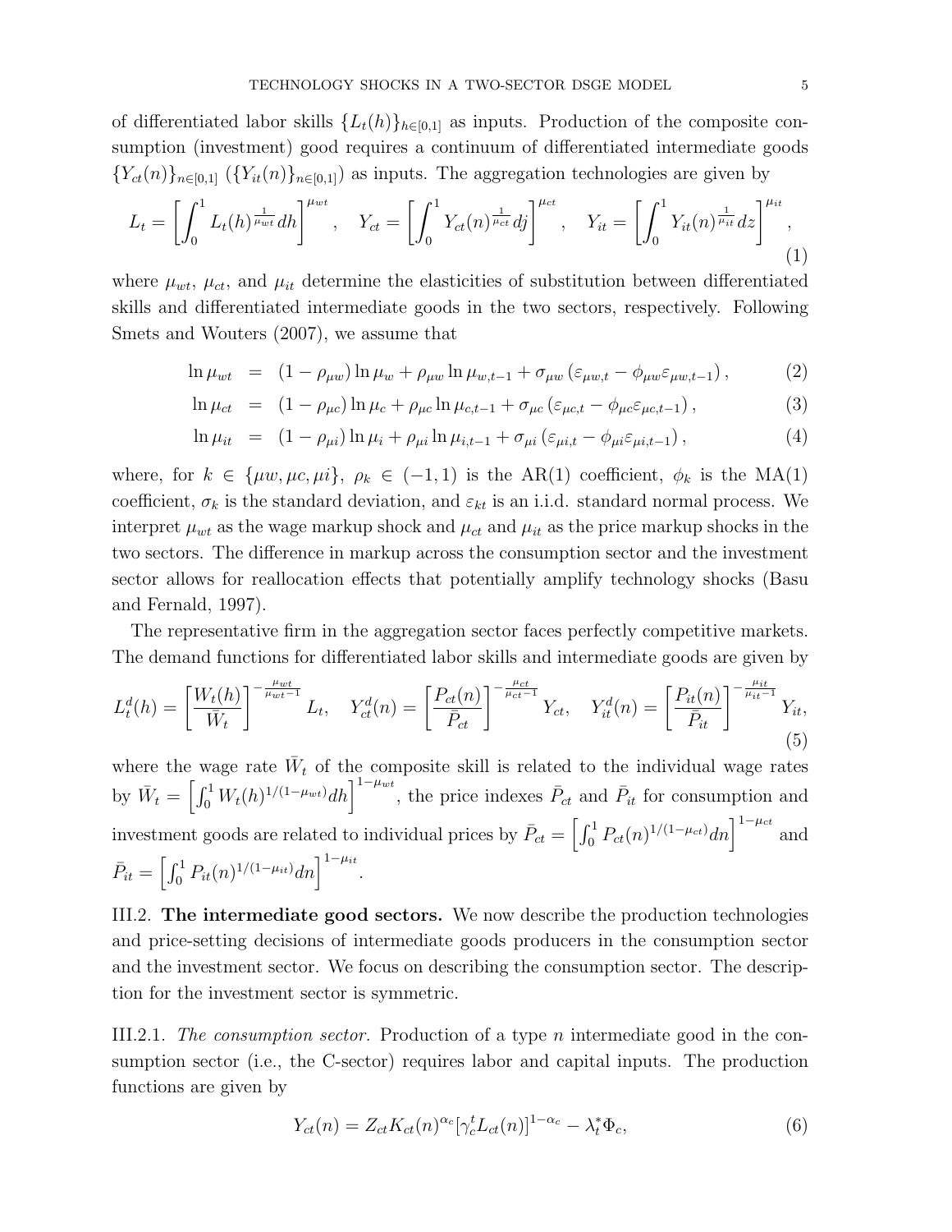of differentiated labor skills $\{L_t(h)\}_{h\in[0,1]}$ as inputs. Production of the composite consumption (investment) good requires a continuum of differentiated intermediate goods $\{Y_{ct}(n)\}_{n\in[0,1]}$ ($\{Y_{it}(n)\}_{n\in[0,1]}$) as inputs. The aggregation technologies are given by

$$L_t = \left[\int_0^1 L_t(h)^{\frac{1}{\mu_{wt}}} dh\right]^{\mu_{wt}}, \quad Y_{ct} = \left[\int_0^1 Y_{ct}(n)^{\frac{1}{\mu_{ct}}} dj\right]^{\mu_{ct}}, \quad Y_{it} = \left[\int_0^1 Y_{it}(n)^{\frac{1}{\mu_{it}}} dz\right]^{\mu_{it}}, \tag{1}$$

where $\mu_{wt}$, $\mu_{ct}$, and $\mu_{it}$ determine the elasticities of substitution between differentiated skills and differentiated intermediate goods in the two sectors, respectively. Following Smets and Wouters (2007), we assume that

$$\ln \mu_{wt} = (1-\rho_{\mu w}) \ln \mu_w + \rho_{\mu w} \ln \mu_{w,t-1} + \sigma_{\mu w}\left(\varepsilon_{\mu w,t} - \phi_{\mu w}\varepsilon_{\mu w,t-1}\right), \tag{2}$$

$$\ln \mu_{ct} = (1-\rho_{\mu c}) \ln \mu_c + \rho_{\mu c} \ln \mu_{c,t-1} + \sigma_{\mu c}\left(\varepsilon_{\mu c,t} - \phi_{\mu c}\varepsilon_{\mu c,t-1}\right), \tag{3}$$

$$\ln \mu_{it} = (1-\rho_{\mu i}) \ln \mu_i + \rho_{\mu i} \ln \mu_{i,t-1} + \sigma_{\mu i}\left(\varepsilon_{\mu i,t} - \phi_{\mu i}\varepsilon_{\mu i,t-1}\right), \tag{4}$$

where, for $k \in \{\mu w, \mu c, \mu i\}$, $\rho_k \in (-1,1)$ is the AR(1) coefficient, $\phi_k$ is the MA(1) coefficient, $\sigma_k$ is the standard deviation, and $\varepsilon_{kt}$ is an i.i.d. standard normal process. We interpret $\mu_{wt}$ as the wage markup shock and $\mu_{ct}$ and $\mu_{it}$ as the price markup shocks in the two sectors. The difference in markup across the consumption sector and the investment sector allows for reallocation effects that potentially amplify technology shocks (Basu and Fernald, 1997).

The representative firm in the aggregation sector faces perfectly competitive markets. The demand functions for differentiated labor skills and intermediate goods are given by

$$L_t^d(h) = \left[\frac{W_t(h)}{\bar{W}_t}\right]^{-\frac{\mu_{wt}}{\mu_{wt}-1}} L_t, \quad Y_{ct}^d(n) = \left[\frac{P_{ct}(n)}{\bar{P}_{ct}}\right]^{-\frac{\mu_{ct}}{\mu_{ct}-1}} Y_{ct}, \quad Y_{it}^d(n) = \left[\frac{P_{it}(n)}{\bar{P}_{it}}\right]^{-\frac{\mu_{it}}{\mu_{it}-1}} Y_{it}, \tag{5}$$

where the wage rate $\bar{W}_t$ of the composite skill is related to the individual wage rates by $\bar{W}_t = \left[\int_0^1 W_t(h)^{1/(1-\mu_{wt})} dh\right]^{1-\mu_{wt}}$, the price indexes $\bar{P}_{ct}$ and $\bar{P}_{it}$ for consumption and investment goods are related to individual prices by $\bar{P}_{ct} = \left[\int_0^1 P_{ct}(n)^{1/(1-\mu_{ct})} dn\right]^{1-\mu_{ct}}$ and $\bar{P}_{it} = \left[\int_0^1 P_{it}(n)^{1/(1-\mu_{it})} dn\right]^{1-\mu_{it}}$.

III.2. **The intermediate good sectors.** We now describe the production technologies and price-setting decisions of intermediate goods producers in the consumption sector and the investment sector. We focus on describing the consumption sector. The description for the investment sector is symmetric.

III.2.1. *The consumption sector.* Production of a type $n$ intermediate good in the consumption sector (i.e., the C-sector) requires labor and capital inputs. The production functions are given by

$$Y_{ct}(n) = Z_{ct} K_{ct}(n)^{\alpha_c} [\gamma_c^t L_{ct}(n)]^{1-\alpha_c} - \lambda_t^* \Phi_c, \tag{6}$$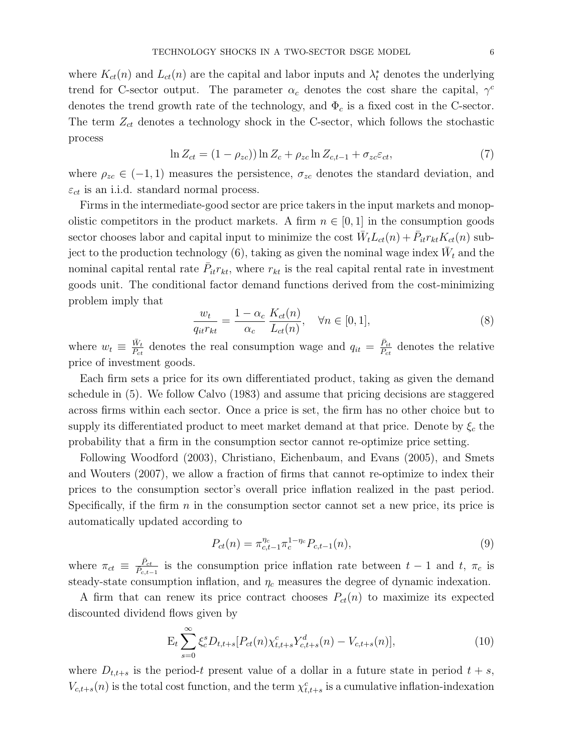where $K_{ct}(n)$ and $L_{ct}(n)$ are the capital and labor inputs and $\lambda_t^*$ denotes the underlying trend for C-sector output. The parameter $\alpha_c$ denotes the cost share the capital, $\gamma^c$ denotes the trend growth rate of the technology, and $\Phi_c$ is a fixed cost in the C-sector. The term $Z_{ct}$ denotes a technology shock in the C-sector, which follows the stochastic process

$$\ln Z_{ct} = (1 - \rho_{zc})) \ln Z_c + \rho_{zc} \ln Z_{c,t-1} + \sigma_{zc} \varepsilon_{ct}, \tag{7}$$

where $\rho_{zc} \in (-1, 1)$ measures the persistence, $\sigma_{zc}$ denotes the standard deviation, and $\varepsilon_{ct}$ is an i.i.d. standard normal process.

Firms in the intermediate-good sector are price takers in the input markets and monopolistic competitors in the product markets. A firm $n \in [0, 1]$ in the consumption goods sector chooses labor and capital input to minimize the cost $\bar{W}_t L_{ct}(n) + \bar{P}_{it} r_{kt} K_{ct}(n)$ subject to the production technology (6), taking as given the nominal wage index $\bar{W}_t$ and the nominal capital rental rate $\bar{P}_{it} r_{kt}$, where $r_{kt}$ is the real capital rental rate in investment goods unit. The conditional factor demand functions derived from the cost-minimizing problem imply that

$$\frac{w_t}{q_{it} r_{kt}} = \frac{1 - \alpha_c}{\alpha_c} \frac{K_{ct}(n)}{L_{ct}(n)}, \quad \forall n \in [0, 1], \tag{8}$$

where $w_t \equiv \frac{\bar{W}_t}{P_{ct}}$ denotes the real consumption wage and $q_{it} = \frac{\bar{P}_{it}}{P_{ct}}$ denotes the relative price of investment goods.

Each firm sets a price for its own differentiated product, taking as given the demand schedule in (5). We follow Calvo (1983) and assume that pricing decisions are staggered across firms within each sector. Once a price is set, the firm has no other choice but to supply its differentiated product to meet market demand at that price. Denote by $\xi_c$ the probability that a firm in the consumption sector cannot re-optimize price setting.

Following Woodford (2003), Christiano, Eichenbaum, and Evans (2005), and Smets and Wouters (2007), we allow a fraction of firms that cannot re-optimize to index their prices to the consumption sector's overall price inflation realized in the past period. Specifically, if the firm $n$ in the consumption sector cannot set a new price, its price is automatically updated according to

$$P_{ct}(n) = \pi_{c,t-1}^{\eta_c} \pi_c^{1-\eta_c} P_{c,t-1}(n), \tag{9}$$

where $\pi_{ct} \equiv \frac{\bar{P}_{ct}}{P_{c,t-1}}$ is the consumption price inflation rate between $t-1$ and $t$, $\pi_c$ is steady-state consumption inflation, and $\eta_c$ measures the degree of dynamic indexation.

A firm that can renew its price contract chooses $P_{ct}(n)$ to maximize its expected discounted dividend flows given by

$$\mathrm{E}_t \sum_{s=0}^{\infty} \xi_c^s D_{t,t+s} [P_{ct}(n) \chi_{t,t+s}^c Y_{c,t+s}^d(n) - V_{c,t+s}(n)], \tag{10}$$

where $D_{t,t+s}$ is the period-$t$ present value of a dollar in a future state in period $t+s$, $V_{c,t+s}(n)$ is the total cost function, and the term $\chi_{t,t+s}^c$ is a cumulative inflation-indexation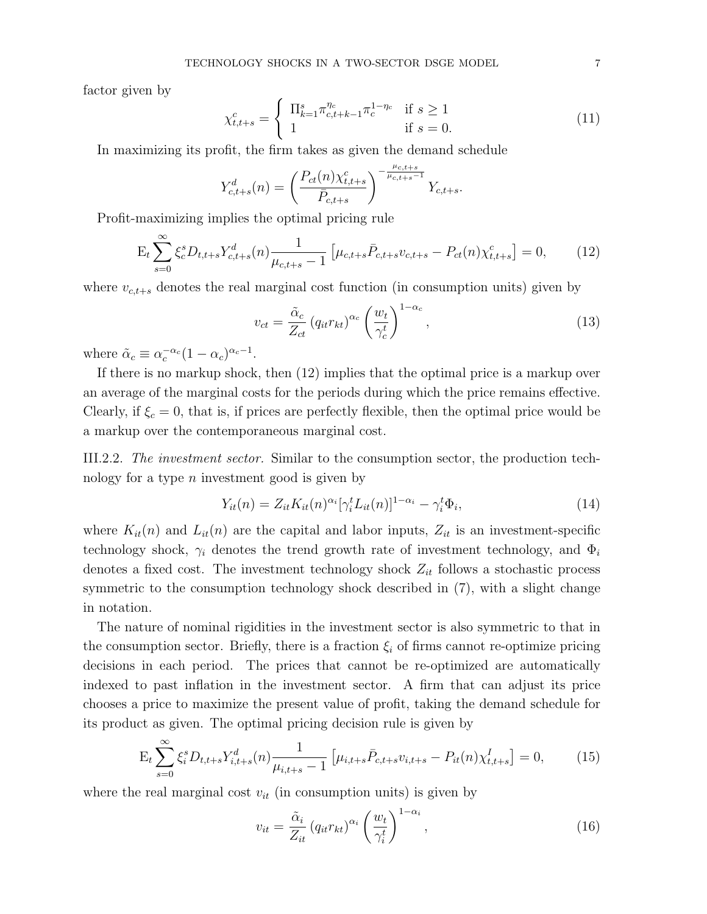factor given by

$$\chi^c_{t,t+s} = \begin{cases} \Pi_{k=1}^{s} \pi_{c,t+k-1}^{\eta_c} \pi_c^{1-\eta_c} & \text{if } s \geq 1 \\ 1 & \text{if } s = 0. \end{cases} \tag{11}$$

In maximizing its profit, the firm takes as given the demand schedule

$$Y^d_{c,t+s}(n) = \left( \frac{P_{ct}(n)\chi^c_{t,t+s}}{\bar{P}_{c,t+s}} \right)^{-\frac{\mu_{c,t+s}}{\mu_{c,t+s}-1}} Y_{c,t+s}.$$

Profit-maximizing implies the optimal pricing rule

$$\mathrm{E}_t \sum_{s=0}^{\infty} \xi_c^s D_{t,t+s} Y^d_{c,t+s}(n) \frac{1}{\mu_{c,t+s}-1} \left[ \mu_{c,t+s} \bar{P}_{c,t+s} v_{c,t+s} - P_{ct}(n) \chi^c_{t,t+s} \right] = 0, \tag{12}$$

where $v_{c,t+s}$ denotes the real marginal cost function (in consumption units) given by

$$v_{ct} = \frac{\tilde{\alpha}_c}{Z_{ct}} \left( q_{it} r_{kt} \right)^{\alpha_c} \left( \frac{w_t}{\gamma_c^t} \right)^{1-\alpha_c}, \tag{13}$$

where $\tilde{\alpha}_c \equiv \alpha_c^{-\alpha_c}(1-\alpha_c)^{\alpha_c - 1}$.

If there is no markup shock, then (12) implies that the optimal price is a markup over an average of the marginal costs for the periods during which the price remains effective. Clearly, if $\xi_c = 0$, that is, if prices are perfectly flexible, then the optimal price would be a markup over the contemporaneous marginal cost.

III.2.2. *The investment sector.* Similar to the consumption sector, the production technology for a type $n$ investment good is given by

$$Y_{it}(n) = Z_{it} K_{it}(n)^{\alpha_i} [\gamma_i^t L_{it}(n)]^{1-\alpha_i} - \gamma_i^t \Phi_i, \tag{14}$$

where $K_{it}(n)$ and $L_{it}(n)$ are the capital and labor inputs, $Z_{it}$ is an investment-specific technology shock, $\gamma_i$ denotes the trend growth rate of investment technology, and $\Phi_i$ denotes a fixed cost. The investment technology shock $Z_{it}$ follows a stochastic process symmetric to the consumption technology shock described in (7), with a slight change in notation.

The nature of nominal rigidities in the investment sector is also symmetric to that in the consumption sector. Briefly, there is a fraction $\xi_i$ of firms cannot re-optimize pricing decisions in each period. The prices that cannot be re-optimized are automatically indexed to past inflation in the investment sector. A firm that can adjust its price chooses a price to maximize the present value of profit, taking the demand schedule for its product as given. The optimal pricing decision rule is given by

$$\mathrm{E}_t \sum_{s=0}^{\infty} \xi_i^s D_{t,t+s} Y^d_{i,t+s}(n) \frac{1}{\mu_{i,t+s}-1} \left[ \mu_{i,t+s} \bar{P}_{c,t+s} v_{i,t+s} - P_{it}(n) \chi^I_{t,t+s} \right] = 0, \tag{15}$$

where the real marginal cost $v_{it}$ (in consumption units) is given by

$$v_{it} = \frac{\tilde{\alpha}_i}{Z_{it}} \left( q_{it} r_{kt} \right)^{\alpha_i} \left( \frac{w_t}{\gamma_i^t} \right)^{1-\alpha_i}, \tag{16}$$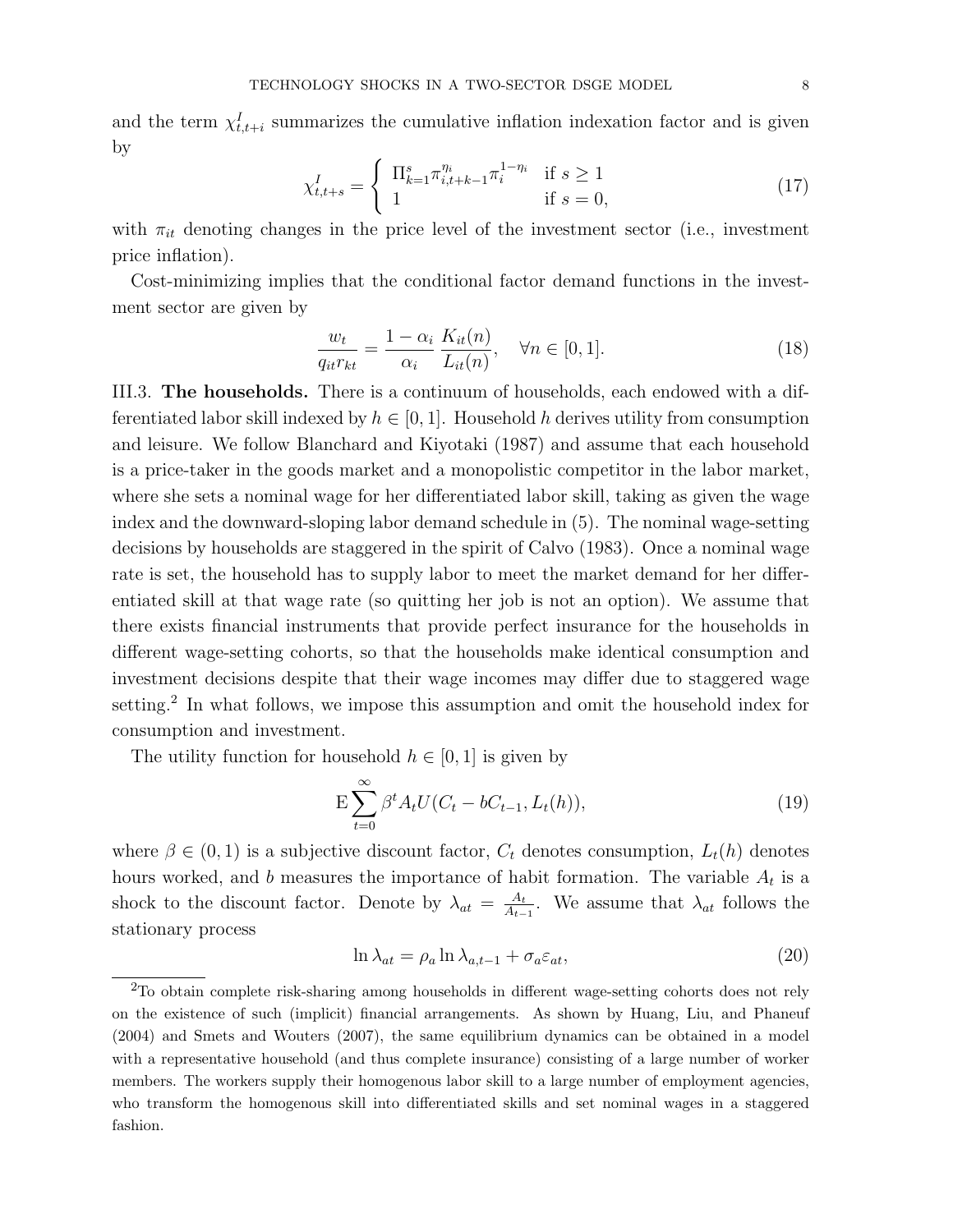and the term $\chi^I_{t,t+i}$ summarizes the cumulative inflation indexation factor and is given by

$$\chi^I_{t,t+s} = \begin{cases} \Pi_{k=1}^{s} \pi_{i,t+k-1}^{\eta_i} \pi_i^{1-\eta_i} & \text{if } s \geq 1 \\ 1 & \text{if } s = 0, \end{cases} \tag{17}$$

with $\pi_{it}$ denoting changes in the price level of the investment sector (i.e., investment price inflation).

Cost-minimizing implies that the conditional factor demand functions in the investment sector are given by

$$\frac{w_t}{q_{it} r_{kt}} = \frac{1-\alpha_i}{\alpha_i} \frac{K_{it}(n)}{L_{it}(n)}, \quad \forall n \in [0,1]. \tag{18}$$

III.3. **The households.** There is a continuum of households, each endowed with a differentiated labor skill indexed by $h \in [0,1]$. Household $h$ derives utility from consumption and leisure. We follow Blanchard and Kiyotaki (1987) and assume that each household is a price-taker in the goods market and a monopolistic competitor in the labor market, where she sets a nominal wage for her differentiated labor skill, taking as given the wage index and the downward-sloping labor demand schedule in (5). The nominal wage-setting decisions by households are staggered in the spirit of Calvo (1983). Once a nominal wage rate is set, the household has to supply labor to meet the market demand for her differentiated skill at that wage rate (so quitting her job is not an option). We assume that there exists financial instruments that provide perfect insurance for the households in different wage-setting cohorts, so that the households make identical consumption and investment decisions despite that their wage incomes may differ due to staggered wage setting.[2] In what follows, we impose this assumption and omit the household index for consumption and investment.

The utility function for household $h \in [0,1]$ is given by

$$\mathrm{E} \sum_{t=0}^{\infty} \beta^t A_t U(C_t - bC_{t-1}, L_t(h)), \tag{19}$$

where $\beta \in (0,1)$ is a subjective discount factor, $C_t$ denotes consumption, $L_t(h)$ denotes hours worked, and $b$ measures the importance of habit formation. The variable $A_t$ is a shock to the discount factor. Denote by $\lambda_{at} = \frac{A_t}{A_{t-1}}$. We assume that $\lambda_{at}$ follows the stationary process

$$\ln \lambda_{at} = \rho_a \ln \lambda_{a,t-1} + \sigma_a \varepsilon_{at}, \tag{20}$$

[2] To obtain complete risk-sharing among households in different wage-setting cohorts does not rely on the existence of such (implicit) financial arrangements. As shown by Huang, Liu, and Phaneuf (2004) and Smets and Wouters (2007), the same equilibrium dynamics can be obtained in a model with a representative household (and thus complete insurance) consisting of a large number of worker members. The workers supply their homogenous labor skill to a large number of employment agencies, who transform the homogenous skill into differentiated skills and set nominal wages in a staggered fashion.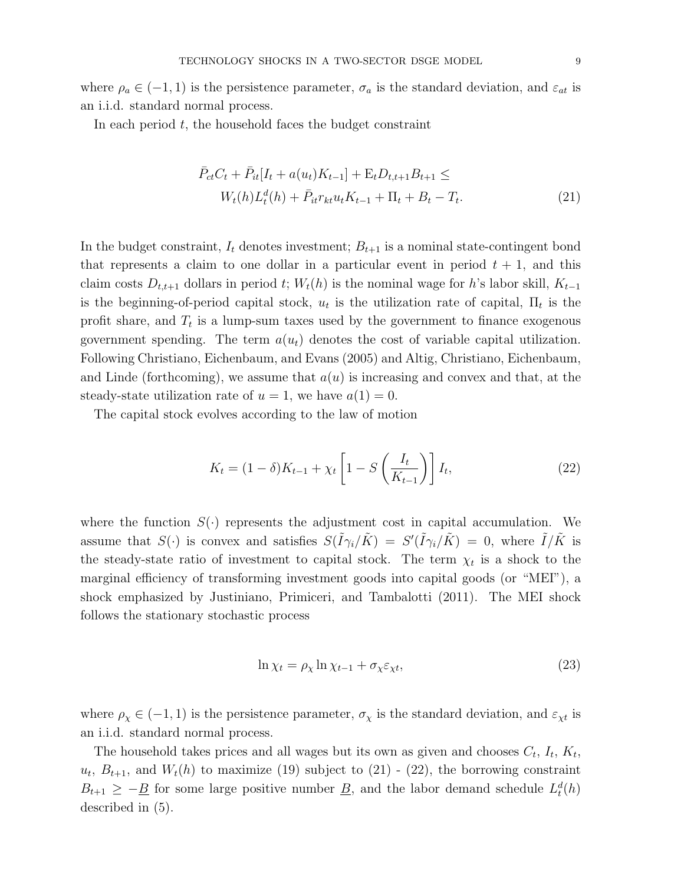where $\rho_a \in (-1, 1)$ is the persistence parameter, $\sigma_a$ is the standard deviation, and $\varepsilon_{at}$ is an i.i.d. standard normal process.

In each period $t$, the household faces the budget constraint

$$
\begin{aligned}
\bar{P}_{ct} C_t + \bar{P}_{it}[I_t + a(u_t) K_{t-1}] + \mathrm{E}_t D_{t,t+1} B_{t+1} \leq \\
W_t(h) L_t^d(h) + \bar{P}_{it} r_{kt} u_t K_{t-1} + \Pi_t + B_t - T_t.
\end{aligned}
\tag{21}
$$

In the budget constraint, $I_t$ denotes investment; $B_{t+1}$ is a nominal state-contingent bond that represents a claim to one dollar in a particular event in period $t+1$, and this claim costs $D_{t,t+1}$ dollars in period $t$; $W_t(h)$ is the nominal wage for $h$'s labor skill, $K_{t-1}$ is the beginning-of-period capital stock, $u_t$ is the utilization rate of capital, $\Pi_t$ is the profit share, and $T_t$ is a lump-sum taxes used by the government to finance exogenous government spending. The term $a(u_t)$ denotes the cost of variable capital utilization. Following Christiano, Eichenbaum, and Evans (2005) and Altig, Christiano, Eichenbaum, and Linde (forthcoming), we assume that $a(u)$ is increasing and convex and that, at the steady-state utilization rate of $u = 1$, we have $a(1) = 0$.

The capital stock evolves according to the law of motion

$$
K_t = (1-\delta) K_{t-1} + \chi_t \left[ 1 - S\left( \frac{I_t}{K_{t-1}} \right) \right] I_t, \tag{22}
$$

where the function $S(\cdot)$ represents the adjustment cost in capital accumulation. We assume that $S(\cdot)$ is convex and satisfies $S(\tilde{I}\gamma_i/\tilde{K}) = S'(\tilde{I}\gamma_i/\tilde{K}) = 0$, where $\tilde{I}/\tilde{K}$ is the steady-state ratio of investment to capital stock. The term $\chi_t$ is a shock to the marginal efficiency of transforming investment goods into capital goods (or "MEI"), a shock emphasized by Justiniano, Primiceri, and Tambalotti (2011). The MEI shock follows the stationary stochastic process

$$
\ln \chi_t = \rho_\chi \ln \chi_{t-1} + \sigma_\chi \varepsilon_{\chi t}, \tag{23}
$$

where $\rho_\chi \in (-1, 1)$ is the persistence parameter, $\sigma_\chi$ is the standard deviation, and $\varepsilon_{\chi t}$ is an i.i.d. standard normal process.

The household takes prices and all wages but its own as given and chooses $C_t$, $I_t$, $K_t$, $u_t$, $B_{t+1}$, and $W_t(h)$ to maximize (19) subject to (21) - (22), the borrowing constraint $B_{t+1} \geq -\underline{B}$ for some large positive number $\underline{B}$, and the labor demand schedule $L_t^d(h)$ described in (5).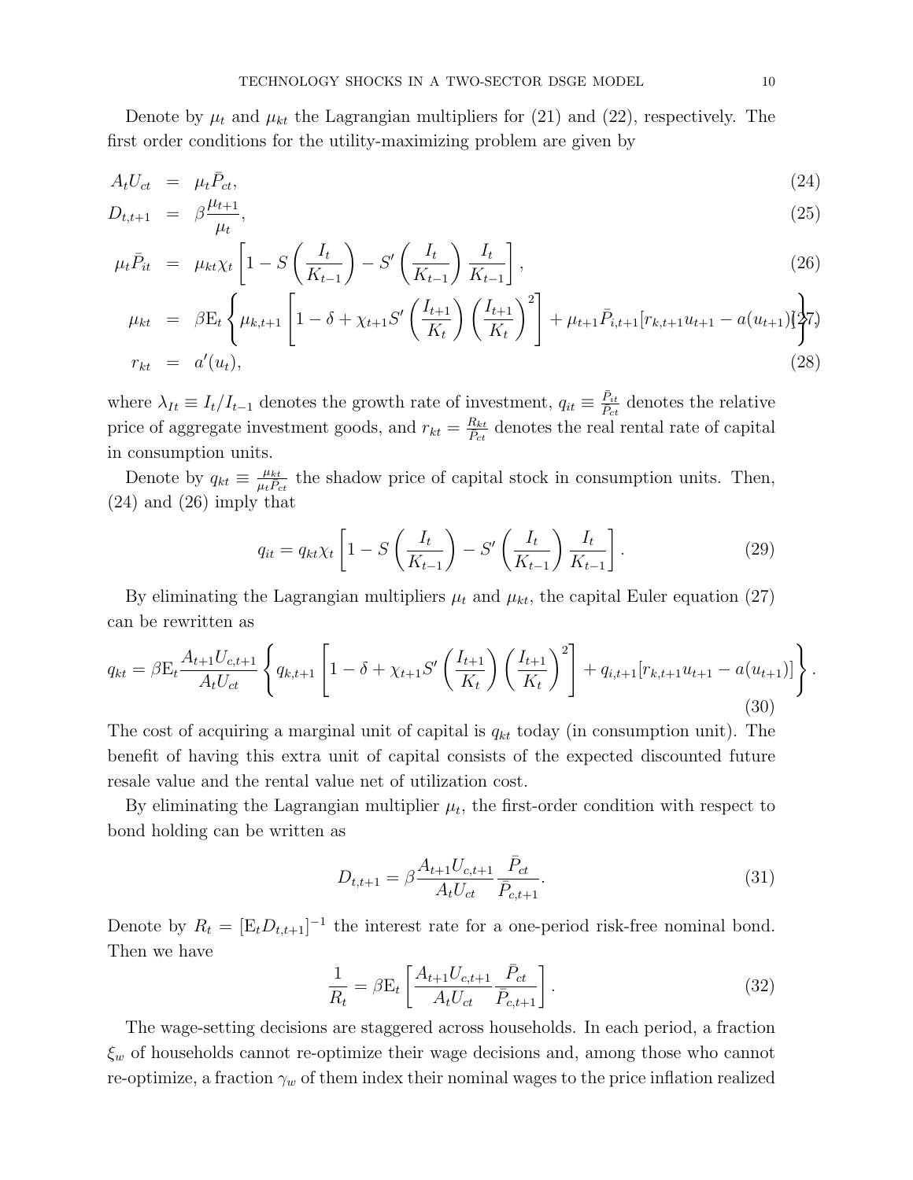Denote by $\mu_t$ and $\mu_{kt}$ the Lagrangian multipliers for (21) and (22), respectively. The first order conditions for the utility-maximizing problem are given by

$$A_t U_{ct} = \mu_t \bar{P}_{ct}, \tag{24}$$

$$D_{t,t+1} = \beta \frac{\mu_{t+1}}{\mu_t}, \tag{25}$$

$$\mu_t \bar{P}_{it} = \mu_{kt} \chi_t \left[ 1 - S\left(\frac{I_t}{K_{t-1}}\right) - S'\left(\frac{I_t}{K_{t-1}}\right) \frac{I_t}{K_{t-1}} \right], \tag{26}$$

$$\mu_{kt} = \beta \mathrm{E}_t \left\{ \mu_{k,t+1} \left[ 1 - \delta + \chi_{t+1} S'\left(\frac{I_{t+1}}{K_t}\right) \left(\frac{I_{t+1}}{K_t}\right)^2 \right] + \mu_{t+1} \bar{P}_{i,t+1} [r_{k,t+1} u_{t+1} - a(u_{t+1})] \right\}, \tag{27}$$

$$r_{kt} = a'(u_t), \tag{28}$$

where $\lambda_{It} \equiv I_t / I_{t-1}$ denotes the growth rate of investment, $q_{it} \equiv \frac{\bar{P}_{it}}{\bar{P}_{ct}}$ denotes the relative price of aggregate investment goods, and $r_{kt} = \frac{R_{kt}}{\bar{P}_{ct}}$ denotes the real rental rate of capital in consumption units.

Denote by $q_{kt} \equiv \frac{\mu_{kt}}{\mu_t \bar{P}_{ct}}$ the shadow price of capital stock in consumption units. Then, (24) and (26) imply that

$$q_{it} = q_{kt} \chi_t \left[ 1 - S\left(\frac{I_t}{K_{t-1}}\right) - S'\left(\frac{I_t}{K_{t-1}}\right) \frac{I_t}{K_{t-1}} \right]. \tag{29}$$

By eliminating the Lagrangian multipliers $\mu_t$ and $\mu_{kt}$, the capital Euler equation (27) can be rewritten as

$$q_{kt} = \beta \mathrm{E}_t \frac{A_{t+1} U_{c,t+1}}{A_t U_{ct}} \left\{ q_{k,t+1} \left[ 1 - \delta + \chi_{t+1} S'\left(\frac{I_{t+1}}{K_t}\right) \left(\frac{I_{t+1}}{K_t}\right)^2 \right] + q_{i,t+1} [r_{k,t+1} u_{t+1} - a(u_{t+1})] \right\}. \tag{30}$$

The cost of acquiring a marginal unit of capital is $q_{kt}$ today (in consumption unit). The benefit of having this extra unit of capital consists of the expected discounted future resale value and the rental value net of utilization cost.

By eliminating the Lagrangian multiplier $\mu_t$, the first-order condition with respect to bond holding can be written as

$$D_{t,t+1} = \beta \frac{A_{t+1} U_{c,t+1}}{A_t U_{ct}} \frac{\bar{P}_{ct}}{\bar{P}_{c,t+1}}. \tag{31}$$

Denote by $R_t = [\mathrm{E}_t D_{t,t+1}]^{-1}$ the interest rate for a one-period risk-free nominal bond. Then we have

$$\frac{1}{R_t} = \beta \mathrm{E}_t \left[ \frac{A_{t+1} U_{c,t+1}}{A_t U_{ct}} \frac{\bar{P}_{ct}}{\bar{P}_{c,t+1}} \right]. \tag{32}$$

The wage-setting decisions are staggered across households. In each period, a fraction $\xi_w$ of households cannot re-optimize their wage decisions and, among those who cannot re-optimize, a fraction $\gamma_w$ of them index their nominal wages to the price inflation realized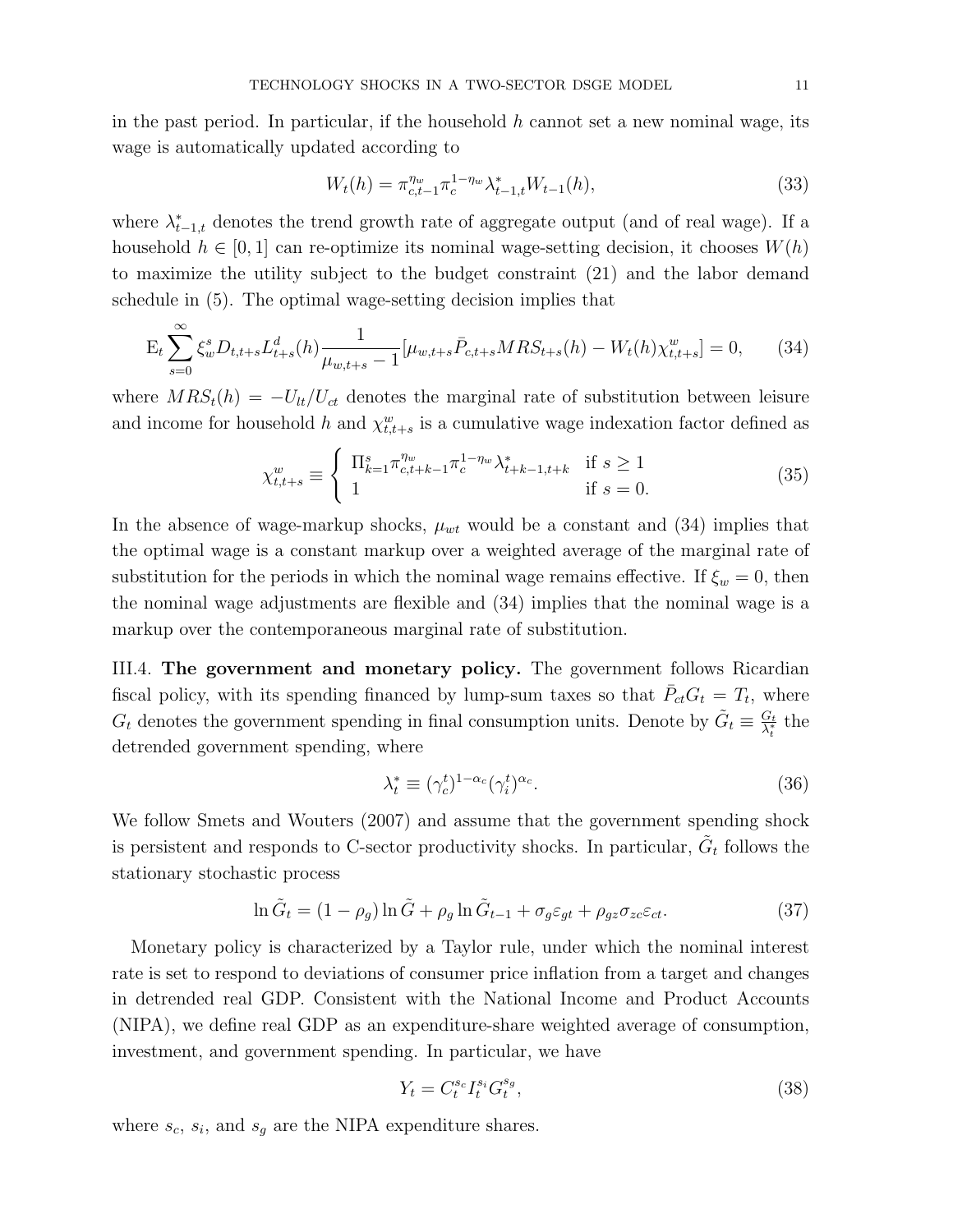in the past period. In particular, if the household $h$ cannot set a new nominal wage, its wage is automatically updated according to

$$W_t(h) = \pi_{c,t-1}^{\eta_w} \pi_c^{1-\eta_w} \lambda_{t-1,t}^* W_{t-1}(h), \tag{33}$$

where $\lambda_{t-1,t}^*$ denotes the trend growth rate of aggregate output (and of real wage). If a household $h \in [0,1]$ can re-optimize its nominal wage-setting decision, it chooses $W(h)$ to maximize the utility subject to the budget constraint (21) and the labor demand schedule in (5). The optimal wage-setting decision implies that

$$\mathrm{E}_t \sum_{s=0}^{\infty} \xi_w^s D_{t,t+s} L_{t+s}^d(h) \frac{1}{\mu_{w,t+s} - 1} [\mu_{w,t+s} \bar{P}_{c,t+s} MRS_{t+s}(h) - W_t(h) \chi_{t,t+s}^w] = 0, \tag{34}$$

where $MRS_t(h) = -U_{lt}/U_{ct}$ denotes the marginal rate of substitution between leisure and income for household $h$ and $\chi_{t,t+s}^w$ is a cumulative wage indexation factor defined as

$$\chi_{t,t+s}^w \equiv \begin{cases} \Pi_{k=1}^s \pi_{c,t+k-1}^{\eta_w} \pi_c^{1-\eta_w} \lambda_{t+k-1,t+k}^* & \text{if } s \geq 1 \\ 1 & \text{if } s = 0. \end{cases} \tag{35}$$

In the absence of wage-markup shocks, $\mu_{wt}$ would be a constant and (34) implies that the optimal wage is a constant markup over a weighted average of the marginal rate of substitution for the periods in which the nominal wage remains effective. If $\xi_w = 0$, then the nominal wage adjustments are flexible and (34) implies that the nominal wage is a markup over the contemporaneous marginal rate of substitution.

III.4. **The government and monetary policy.** The government follows Ricardian fiscal policy, with its spending financed by lump-sum taxes so that $\bar{P}_{ct} G_t = T_t$, where $G_t$ denotes the government spending in final consumption units. Denote by $\tilde{G}_t \equiv \frac{G_t}{\lambda_t^*}$ the detrended government spending, where

$$\lambda_t^* \equiv (\gamma_c^t)^{1-\alpha_c} (\gamma_i^t)^{\alpha_c}. \tag{36}$$

We follow Smets and Wouters (2007) and assume that the government spending shock is persistent and responds to C-sector productivity shocks. In particular, $\tilde{G}_t$ follows the stationary stochastic process

$$\ln \tilde{G}_t = (1 - \rho_g) \ln \tilde{G} + \rho_g \ln \tilde{G}_{t-1} + \sigma_g \varepsilon_{gt} + \rho_{gz} \sigma_{zc} \varepsilon_{ct}. \tag{37}$$

Monetary policy is characterized by a Taylor rule, under which the nominal interest rate is set to respond to deviations of consumer price inflation from a target and changes in detrended real GDP. Consistent with the National Income and Product Accounts (NIPA), we define real GDP as an expenditure-share weighted average of consumption, investment, and government spending. In particular, we have

$$Y_t = C_t^{s_c} I_t^{s_i} G_t^{s_g}, \tag{38}$$

where $s_c$, $s_i$, and $s_g$ are the NIPA expenditure shares.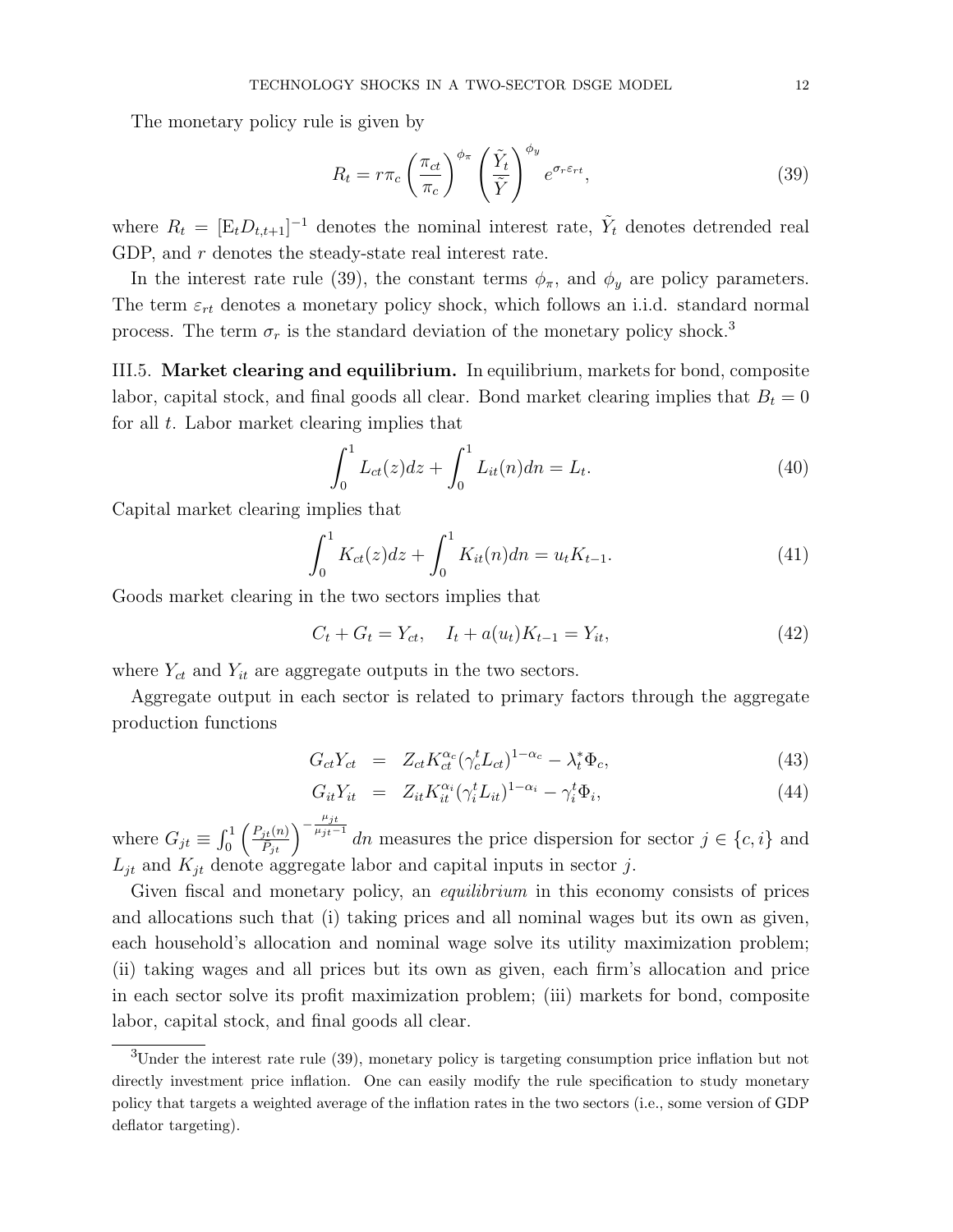The monetary policy rule is given by

$$R_t = r\pi_c \left(\frac{\pi_{ct}}{\pi_c}\right)^{\phi_\pi} \left(\frac{\tilde{Y}_t}{\tilde{Y}}\right)^{\phi_y} e^{\sigma_r \varepsilon_{rt}}, \tag{39}$$

where $R_t = [\mathrm{E}_t D_{t,t+1}]^{-1}$ denotes the nominal interest rate, $\tilde{Y}_t$ denotes detrended real GDP, and $r$ denotes the steady-state real interest rate.

In the interest rate rule (39), the constant terms $\phi_\pi$, and $\phi_y$ are policy parameters. The term $\varepsilon_{rt}$ denotes a monetary policy shock, which follows an i.i.d. standard normal process. The term $\sigma_r$ is the standard deviation of the monetary policy shock.[3]

III.5. **Market clearing and equilibrium.** In equilibrium, markets for bond, composite labor, capital stock, and final goods all clear. Bond market clearing implies that $B_t = 0$ for all $t$. Labor market clearing implies that

$$\int_0^1 L_{ct}(z)dz + \int_0^1 L_{it}(n)dn = L_t. \tag{40}$$

Capital market clearing implies that

$$\int_0^1 K_{ct}(z)dz + \int_0^1 K_{it}(n)dn = u_t K_{t-1}. \tag{41}$$

Goods market clearing in the two sectors implies that

$$C_t + G_t = Y_{ct}, \quad I_t + a(u_t)K_{t-1} = Y_{it}, \tag{42}$$

where $Y_{ct}$ and $Y_{it}$ are aggregate outputs in the two sectors.

Aggregate output in each sector is related to primary factors through the aggregate production functions

$$G_{ct} Y_{ct} = Z_{ct} K_{ct}^{\alpha_c} (\gamma_c^t L_{ct})^{1-\alpha_c} - \lambda_t^* \Phi_c, \tag{43}$$

$$G_{it} Y_{it} = Z_{it} K_{it}^{\alpha_i} (\gamma_i^t L_{it})^{1-\alpha_i} - \gamma_i^t \Phi_i, \tag{44}$$

where $G_{jt} \equiv \int_0^1 \left(\frac{P_{jt}(n)}{P_{jt}}\right)^{-\frac{\mu_{jt}}{\mu_{jt}-1}} dn$ measures the price dispersion for sector $j \in \{c, i\}$ and $L_{jt}$ and $K_{jt}$ denote aggregate labor and capital inputs in sector $j$.

Given fiscal and monetary policy, an *equilibrium* in this economy consists of prices and allocations such that (i) taking prices and all nominal wages but its own as given, each household's allocation and nominal wage solve its utility maximization problem; (ii) taking wages and all prices but its own as given, each firm's allocation and price in each sector solve its profit maximization problem; (iii) markets for bond, composite labor, capital stock, and final goods all clear.

[3] Under the interest rate rule (39), monetary policy is targeting consumption price inflation but not directly investment price inflation. One can easily modify the rule specification to study monetary policy that targets a weighted average of the inflation rates in the two sectors (i.e., some version of GDP deflator targeting).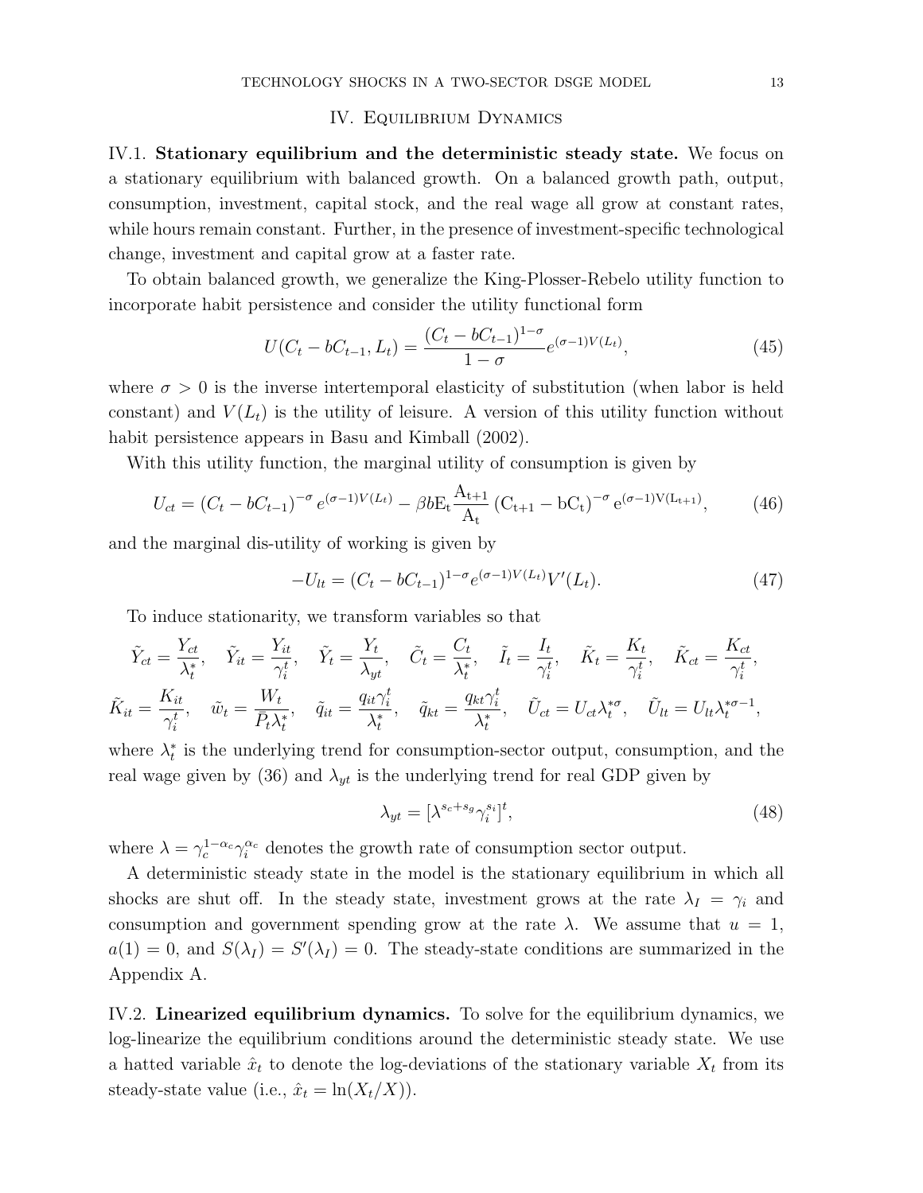## IV. Equilibrium Dynamics

IV.1. **Stationary equilibrium and the deterministic steady state.** We focus on a stationary equilibrium with balanced growth. On a balanced growth path, output, consumption, investment, capital stock, and the real wage all grow at constant rates, while hours remain constant. Further, in the presence of investment-specific technological change, investment and capital grow at a faster rate.

To obtain balanced growth, we generalize the King-Plosser-Rebelo utility function to incorporate habit persistence and consider the utility functional form

$$U(C_t - bC_{t-1}, L_t) = \frac{(C_t - bC_{t-1})^{1-\sigma}}{1-\sigma} e^{(\sigma-1)V(L_t)}, \tag{45}$$

where $\sigma > 0$ is the inverse intertemporal elasticity of substitution (when labor is held constant) and $V(L_t)$ is the utility of leisure. A version of this utility function without habit persistence appears in Basu and Kimball (2002).

With this utility function, the marginal utility of consumption is given by

$$U_{ct} = (C_t - bC_{t-1})^{-\sigma} e^{(\sigma-1)V(L_t)} - \beta b \mathrm{E_t} \frac{\mathrm{A_{t+1}}}{\mathrm{A_t}} (\mathrm{C_{t+1}} - \mathrm{bC_t})^{-\sigma} \mathrm{e}^{(\sigma-1)\mathrm{V}(\mathrm{L_{t+1}})}, \tag{46}$$

and the marginal dis-utility of working is given by

$$-U_{lt} = (C_t - bC_{t-1})^{1-\sigma} e^{(\sigma-1)V(L_t)} V'(L_t). \tag{47}$$

To induce stationarity, we transform variables so that

$$\tilde{Y}_{ct} = \frac{Y_{ct}}{\lambda_t^*}, \quad \tilde{Y}_{it} = \frac{Y_{it}}{\gamma_i^t}, \quad \tilde{Y}_t = \frac{Y_t}{\lambda_{yt}}, \quad \tilde{C}_t = \frac{C_t}{\lambda_t^*}, \quad \tilde{I}_t = \frac{I_t}{\gamma_i^t}, \quad \tilde{K}_t = \frac{K_t}{\gamma_i^t}, \quad \tilde{K}_{ct} = \frac{K_{ct}}{\gamma_i^t},$$

$$\tilde{K}_{it} = \frac{K_{it}}{\gamma_i^t}, \quad \tilde{w}_t = \frac{W_t}{\bar{P}_t \lambda_t^*}, \quad \tilde{q}_{it} = \frac{q_{it}\gamma_i^t}{\lambda_t^*}, \quad \tilde{q}_{kt} = \frac{q_{kt}\gamma_i^t}{\lambda_t^*}, \quad \tilde{U}_{ct} = U_{ct}\lambda_t^{*\sigma}, \quad \tilde{U}_{lt} = U_{lt}\lambda_t^{*\sigma-1},$$

where $\lambda_t^*$ is the underlying trend for consumption-sector output, consumption, and the real wage given by (36) and $\lambda_{yt}$ is the underlying trend for real GDP given by

$$\lambda_{yt} = [\lambda^{s_c+s_g}\gamma_i^{s_i}]^t, \tag{48}$$

where $\lambda = \gamma_c^{1-\alpha_c}\gamma_i^{\alpha_c}$ denotes the growth rate of consumption sector output.

A deterministic steady state in the model is the stationary equilibrium in which all shocks are shut off. In the steady state, investment grows at the rate $\lambda_I = \gamma_i$ and consumption and government spending grow at the rate $\lambda$. We assume that $u = 1$, $a(1) = 0$, and $S(\lambda_I) = S'(\lambda_I) = 0$. The steady-state conditions are summarized in the Appendix A.

IV.2. **Linearized equilibrium dynamics.** To solve for the equilibrium dynamics, we log-linearize the equilibrium conditions around the deterministic steady state. We use a hatted variable $\hat{x}_t$ to denote the log-deviations of the stationary variable $X_t$ from its steady-state value (i.e., $\hat{x}_t = \ln(X_t/X)$).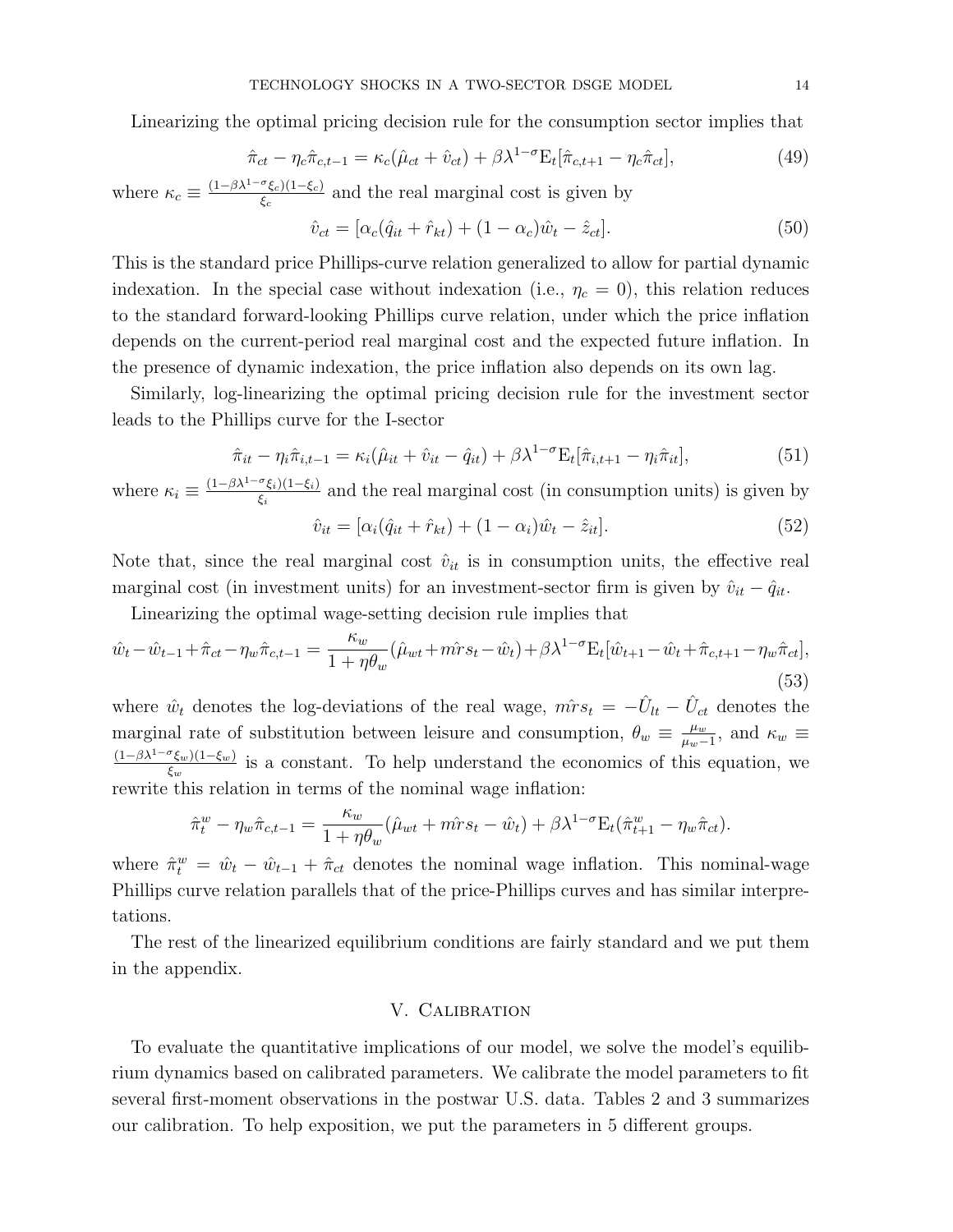Linearizing the optimal pricing decision rule for the consumption sector implies that

$$\hat{\pi}_{ct} - \eta_c \hat{\pi}_{c,t-1} = \kappa_c(\hat{\mu}_{ct} + \hat{v}_{ct}) + \beta\lambda^{1-\sigma}\mathrm{E}_t[\hat{\pi}_{c,t+1} - \eta_c\hat{\pi}_{ct}], \tag{49}$$

where $\kappa_c \equiv \frac{(1-\beta\lambda^{1-\sigma}\xi_c)(1-\xi_c)}{\xi_c}$ and the real marginal cost is given by

$$\hat{v}_{ct} = [\alpha_c(\hat{q}_{it} + \hat{r}_{kt}) + (1-\alpha_c)\hat{w}_t - \hat{z}_{ct}]. \tag{50}$$

This is the standard price Phillips-curve relation generalized to allow for partial dynamic indexation. In the special case without indexation (i.e., $\eta_c = 0$), this relation reduces to the standard forward-looking Phillips curve relation, under which the price inflation depends on the current-period real marginal cost and the expected future inflation. In the presence of dynamic indexation, the price inflation also depends on its own lag.

Similarly, log-linearizing the optimal pricing decision rule for the investment sector leads to the Phillips curve for the I-sector

$$\hat{\pi}_{it} - \eta_i \hat{\pi}_{i,t-1} = \kappa_i(\hat{\mu}_{it} + \hat{v}_{it} - \hat{q}_{it}) + \beta\lambda^{1-\sigma}\mathrm{E}_t[\hat{\pi}_{i,t+1} - \eta_i\hat{\pi}_{it}], \tag{51}$$

where $\kappa_i \equiv \frac{(1-\beta\lambda^{1-\sigma}\xi_i)(1-\xi_i)}{\xi_i}$ and the real marginal cost (in consumption units) is given by

$$\hat{v}_{it} = [\alpha_i(\hat{q}_{it} + \hat{r}_{kt}) + (1-\alpha_i)\hat{w}_t - \hat{z}_{it}]. \tag{52}$$

Note that, since the real marginal cost $\hat{v}_{it}$ is in consumption units, the effective real marginal cost (in investment units) for an investment-sector firm is given by $\hat{v}_{it} - \hat{q}_{it}$.

Linearizing the optimal wage-setting decision rule implies that

$$\hat{w}_t - \hat{w}_{t-1} + \hat{\pi}_{ct} - \eta_w\hat{\pi}_{c,t-1} = \frac{\kappa_w}{1+\eta\theta_w}(\hat{\mu}_{wt} + \hat{mrs}_t - \hat{w}_t) + \beta\lambda^{1-\sigma}\mathrm{E}_t[\hat{w}_{t+1} - \hat{w}_t + \hat{\pi}_{c,t+1} - \eta_w\hat{\pi}_{ct}], \tag{53}$$

where $\hat{w}_t$ denotes the log-deviations of the real wage, $\hat{mrs}_t = -\hat{U}_{lt} - \hat{U}_{ct}$ denotes the marginal rate of substitution between leisure and consumption, $\theta_w \equiv \frac{\mu_w}{\mu_w - 1}$, and $\kappa_w \equiv \frac{(1-\beta\lambda^{1-\sigma}\xi_w)(1-\xi_w)}{\xi_w}$ is a constant. To help understand the economics of this equation, we rewrite this relation in terms of the nominal wage inflation:

$$\hat{\pi}^w_t - \eta_w\hat{\pi}_{c,t-1} = \frac{\kappa_w}{1+\eta\theta_w}(\hat{\mu}_{wt} + \hat{mrs}_t - \hat{w}_t) + \beta\lambda^{1-\sigma}\mathrm{E}_t(\hat{\pi}^w_{t+1} - \eta_w\hat{\pi}_{ct}).$$

where $\hat{\pi}^w_t = \hat{w}_t - \hat{w}_{t-1} + \hat{\pi}_{ct}$ denotes the nominal wage inflation. This nominal-wage Phillips curve relation parallels that of the price-Phillips curves and has similar interpretations.

The rest of the linearized equilibrium conditions are fairly standard and we put them in the appendix.

## V. Calibration

To evaluate the quantitative implications of our model, we solve the model's equilibrium dynamics based on calibrated parameters. We calibrate the model parameters to fit several first-moment observations in the postwar U.S. data. Tables 2 and 3 summarizes our calibration. To help exposition, we put the parameters in 5 different groups.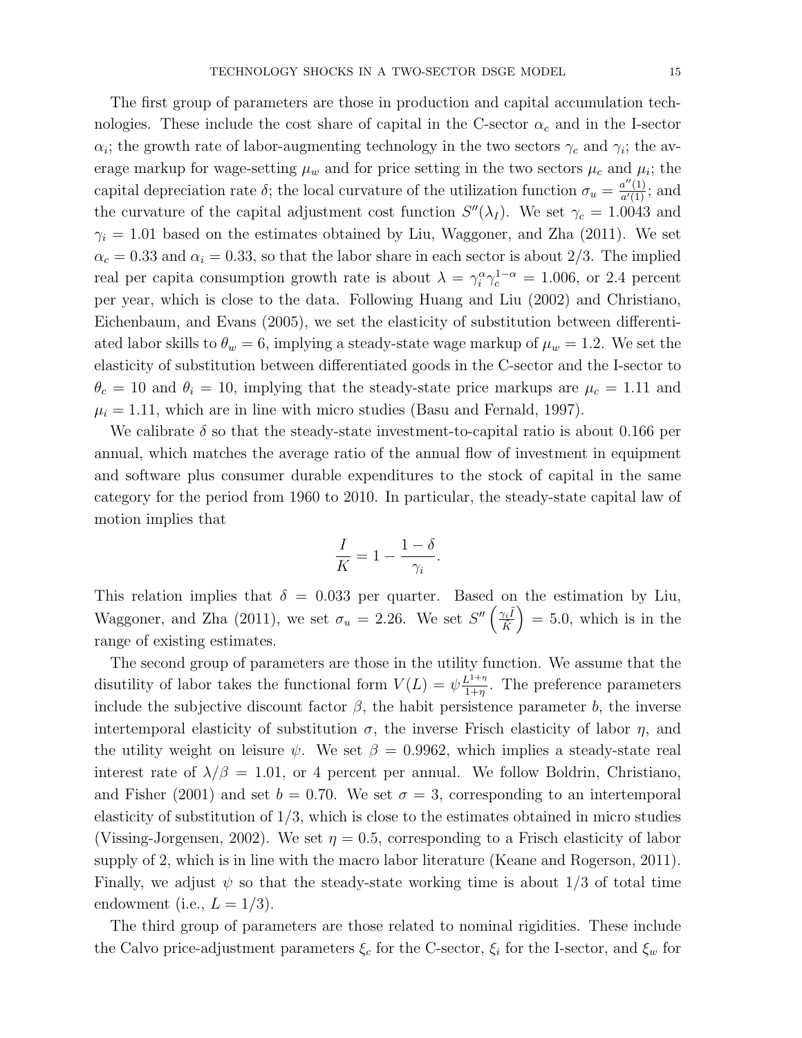The first group of parameters are those in production and capital accumulation technologies. These include the cost share of capital in the C-sector $\alpha_c$ and in the I-sector $\alpha_i$; the growth rate of labor-augmenting technology in the two sectors $\gamma_c$ and $\gamma_i$; the average markup for wage-setting $\mu_w$ and for price setting in the two sectors $\mu_c$ and $\mu_i$; the capital depreciation rate $\delta$; the local curvature of the utilization function $\sigma_u = \frac{a''(1)}{a'(1)}$; and the curvature of the capital adjustment cost function $S''(\lambda_I)$. We set $\gamma_c = 1.0043$ and $\gamma_i = 1.01$ based on the estimates obtained by Liu, Waggoner, and Zha (2011). We set $\alpha_c = 0.33$ and $\alpha_i = 0.33$, so that the labor share in each sector is about 2/3. The implied real per capita consumption growth rate is about $\lambda = \gamma_i^{\alpha} \gamma_c^{1-\alpha} = 1.006$, or 2.4 percent per year, which is close to the data. Following Huang and Liu (2002) and Christiano, Eichenbaum, and Evans (2005), we set the elasticity of substitution between differentiated labor skills to $\theta_w = 6$, implying a steady-state wage markup of $\mu_w = 1.2$. We set the elasticity of substitution between differentiated goods in the C-sector and the I-sector to $\theta_c = 10$ and $\theta_i = 10$, implying that the steady-state price markups are $\mu_c = 1.11$ and $\mu_i = 1.11$, which are in line with micro studies (Basu and Fernald, 1997).

We calibrate $\delta$ so that the steady-state investment-to-capital ratio is about 0.166 per annual, which matches the average ratio of the annual flow of investment in equipment and software plus consumer durable expenditures to the stock of capital in the same category for the period from 1960 to 2010. In particular, the steady-state capital law of motion implies that

$$\frac{I}{K} = 1 - \frac{1-\delta}{\gamma_i}.$$

This relation implies that $\delta = 0.033$ per quarter. Based on the estimation by Liu, Waggoner, and Zha (2011), we set $\sigma_u = 2.26$. We set $S''\left(\frac{\gamma_i \bar{I}}{\bar{K}}\right) = 5.0$, which is in the range of existing estimates.

The second group of parameters are those in the utility function. We assume that the disutility of labor takes the functional form $V(L) = \psi \frac{L^{1+\eta}}{1+\eta}$. The preference parameters include the subjective discount factor $\beta$, the habit persistence parameter $b$, the inverse intertemporal elasticity of substitution $\sigma$, the inverse Frisch elasticity of labor $\eta$, and the utility weight on leisure $\psi$. We set $\beta = 0.9962$, which implies a steady-state real interest rate of $\lambda/\beta = 1.01$, or 4 percent per annual. We follow Boldrin, Christiano, and Fisher (2001) and set $b = 0.70$. We set $\sigma = 3$, corresponding to an intertemporal elasticity of substitution of 1/3, which is close to the estimates obtained in micro studies (Vissing-Jorgensen, 2002). We set $\eta = 0.5$, corresponding to a Frisch elasticity of labor supply of 2, which is in line with the macro labor literature (Keane and Rogerson, 2011). Finally, we adjust $\psi$ so that the steady-state working time is about 1/3 of total time endowment (i.e., $L = 1/3$).

The third group of parameters are those related to nominal rigidities. These include the Calvo price-adjustment parameters $\xi_c$ for the C-sector, $\xi_i$ for the I-sector, and $\xi_w$ for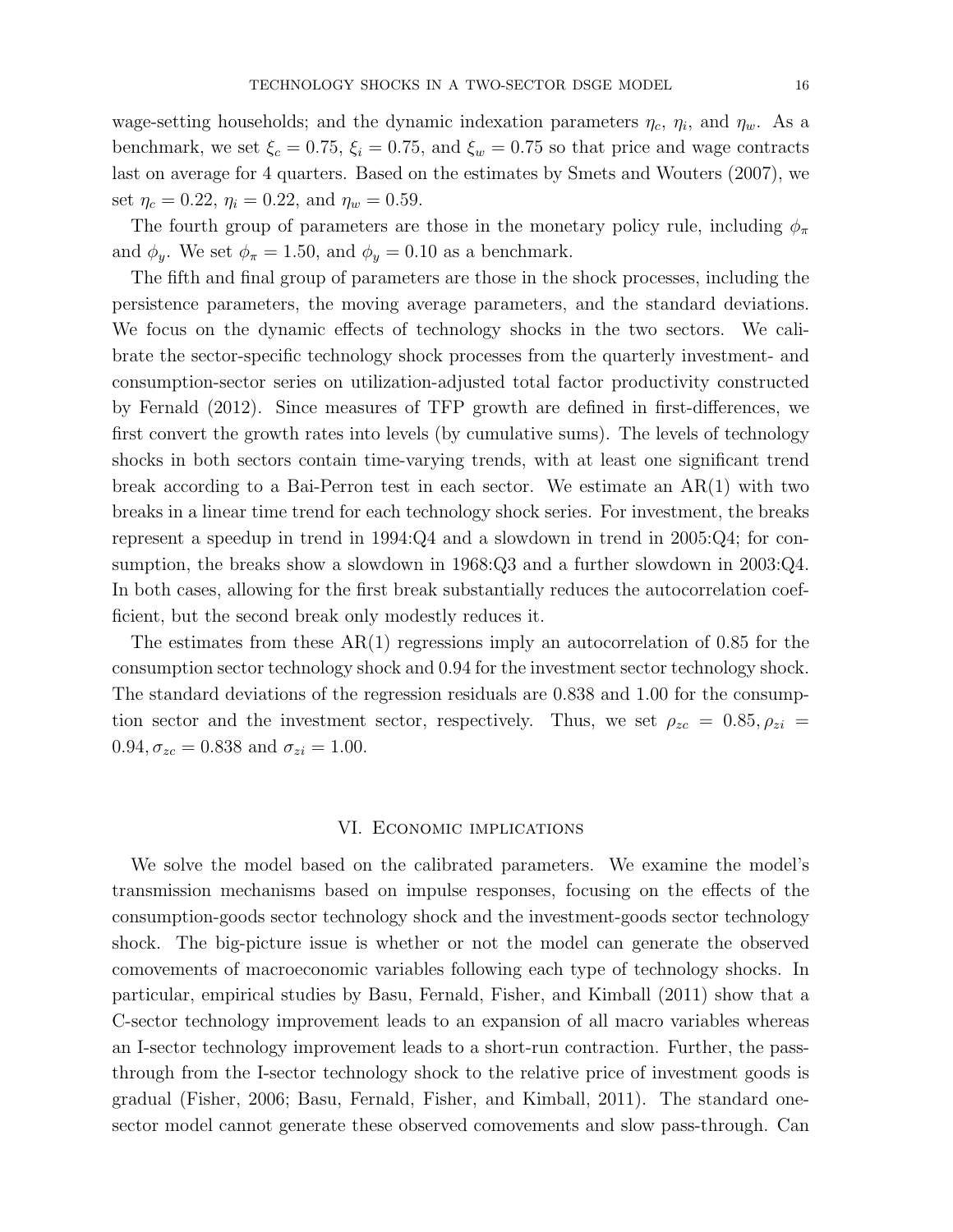wage-setting households; and the dynamic indexation parameters $\eta_c$, $\eta_i$, and $\eta_w$. As a benchmark, we set $\xi_c = 0.75$, $\xi_i = 0.75$, and $\xi_w = 0.75$ so that price and wage contracts last on average for 4 quarters. Based on the estimates by Smets and Wouters (2007), we set $\eta_c = 0.22$, $\eta_i = 0.22$, and $\eta_w = 0.59$.

The fourth group of parameters are those in the monetary policy rule, including $\phi_\pi$ and $\phi_y$. We set $\phi_\pi = 1.50$, and $\phi_y = 0.10$ as a benchmark.

The fifth and final group of parameters are those in the shock processes, including the persistence parameters, the moving average parameters, and the standard deviations. We focus on the dynamic effects of technology shocks in the two sectors. We calibrate the sector-specific technology shock processes from the quarterly investment- and consumption-sector series on utilization-adjusted total factor productivity constructed by Fernald (2012). Since measures of TFP growth are defined in first-differences, we first convert the growth rates into levels (by cumulative sums). The levels of technology shocks in both sectors contain time-varying trends, with at least one significant trend break according to a Bai-Perron test in each sector. We estimate an AR(1) with two breaks in a linear time trend for each technology shock series. For investment, the breaks represent a speedup in trend in 1994:Q4 and a slowdown in trend in 2005:Q4; for consumption, the breaks show a slowdown in 1968:Q3 and a further slowdown in 2003:Q4. In both cases, allowing for the first break substantially reduces the autocorrelation coefficient, but the second break only modestly reduces it.

The estimates from these AR(1) regressions imply an autocorrelation of 0.85 for the consumption sector technology shock and 0.94 for the investment sector technology shock. The standard deviations of the regression residuals are 0.838 and 1.00 for the consumption sector and the investment sector, respectively. Thus, we set $\rho_{zc} = 0.85, \rho_{zi} = 0.94, \sigma_{zc} = 0.838$ and $\sigma_{zi} = 1.00$.

## VI. Economic implications

We solve the model based on the calibrated parameters. We examine the model's transmission mechanisms based on impulse responses, focusing on the effects of the consumption-goods sector technology shock and the investment-goods sector technology shock. The big-picture issue is whether or not the model can generate the observed comovements of macroeconomic variables following each type of technology shocks. In particular, empirical studies by Basu, Fernald, Fisher, and Kimball (2011) show that a C-sector technology improvement leads to an expansion of all macro variables whereas an I-sector technology improvement leads to a short-run contraction. Further, the pass-through from the I-sector technology shock to the relative price of investment goods is gradual (Fisher, 2006; Basu, Fernald, Fisher, and Kimball, 2011). The standard one-sector model cannot generate these observed comovements and slow pass-through. Can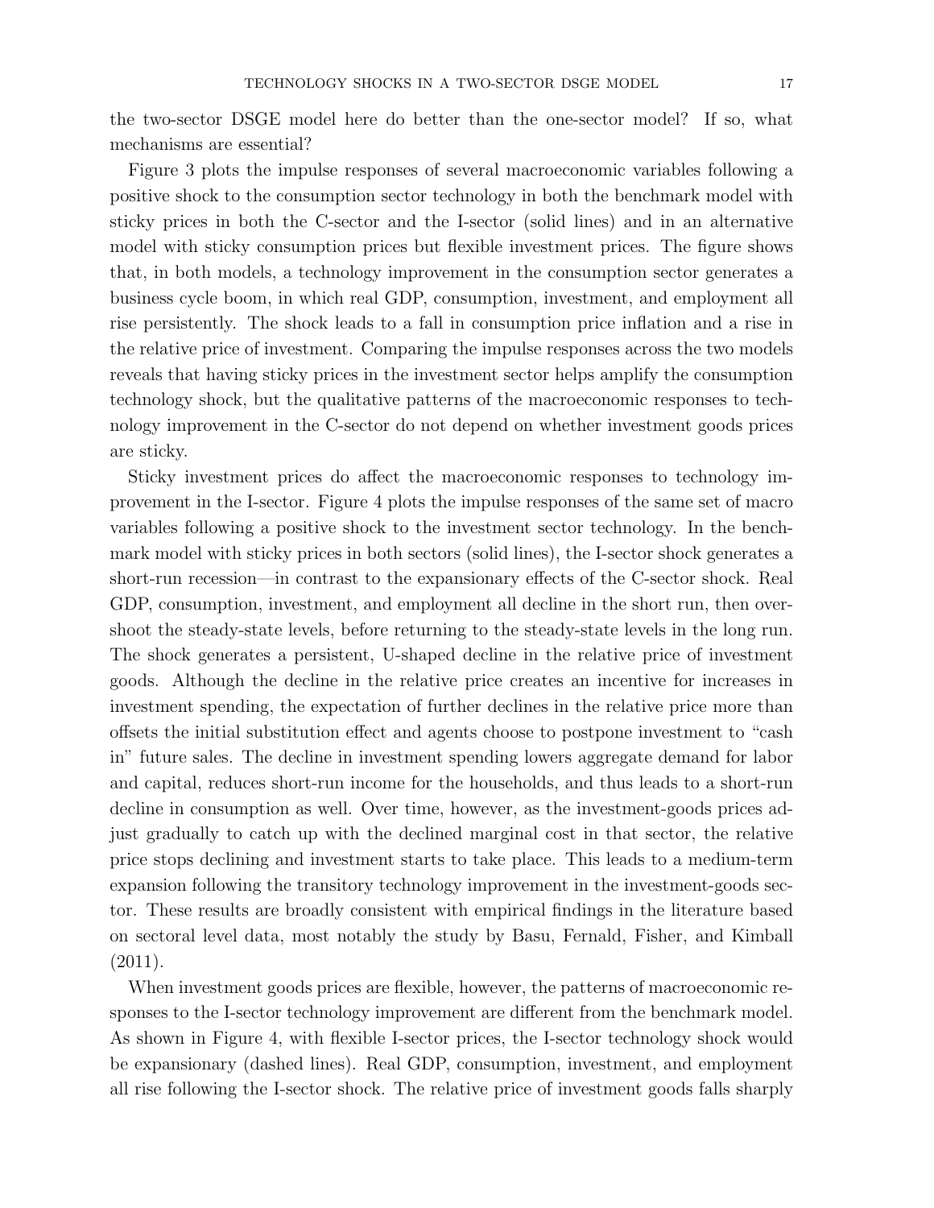the two-sector DSGE model here do better than the one-sector model? If so, what mechanisms are essential?

Figure 3 plots the impulse responses of several macroeconomic variables following a positive shock to the consumption sector technology in both the benchmark model with sticky prices in both the C-sector and the I-sector (solid lines) and in an alternative model with sticky consumption prices but flexible investment prices. The figure shows that, in both models, a technology improvement in the consumption sector generates a business cycle boom, in which real GDP, consumption, investment, and employment all rise persistently. The shock leads to a fall in consumption price inflation and a rise in the relative price of investment. Comparing the impulse responses across the two models reveals that having sticky prices in the investment sector helps amplify the consumption technology shock, but the qualitative patterns of the macroeconomic responses to technology improvement in the C-sector do not depend on whether investment goods prices are sticky.

Sticky investment prices do affect the macroeconomic responses to technology improvement in the I-sector. Figure 4 plots the impulse responses of the same set of macro variables following a positive shock to the investment sector technology. In the benchmark model with sticky prices in both sectors (solid lines), the I-sector shock generates a short-run recession—in contrast to the expansionary effects of the C-sector shock. Real GDP, consumption, investment, and employment all decline in the short run, then overshoot the steady-state levels, before returning to the steady-state levels in the long run. The shock generates a persistent, U-shaped decline in the relative price of investment goods. Although the decline in the relative price creates an incentive for increases in investment spending, the expectation of further declines in the relative price more than offsets the initial substitution effect and agents choose to postpone investment to "cash in" future sales. The decline in investment spending lowers aggregate demand for labor and capital, reduces short-run income for the households, and thus leads to a short-run decline in consumption as well. Over time, however, as the investment-goods prices adjust gradually to catch up with the declined marginal cost in that sector, the relative price stops declining and investment starts to take place. This leads to a medium-term expansion following the transitory technology improvement in the investment-goods sector. These results are broadly consistent with empirical findings in the literature based on sectoral level data, most notably the study by Basu, Fernald, Fisher, and Kimball (2011).

When investment goods prices are flexible, however, the patterns of macroeconomic responses to the I-sector technology improvement are different from the benchmark model. As shown in Figure 4, with flexible I-sector prices, the I-sector technology shock would be expansionary (dashed lines). Real GDP, consumption, investment, and employment all rise following the I-sector shock. The relative price of investment goods falls sharply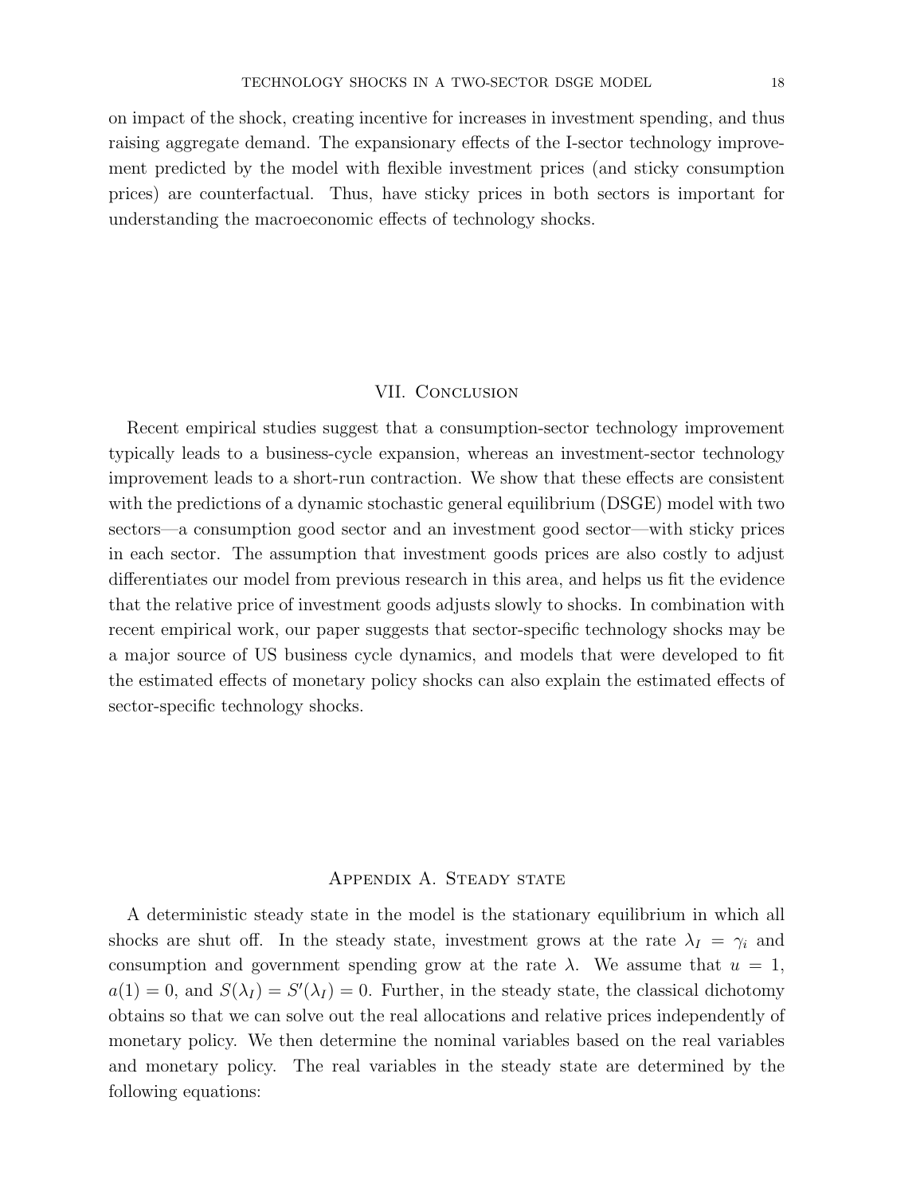on impact of the shock, creating incentive for increases in investment spending, and thus raising aggregate demand. The expansionary effects of the I-sector technology improvement predicted by the model with flexible investment prices (and sticky consumption prices) are counterfactual. Thus, have sticky prices in both sectors is important for understanding the macroeconomic effects of technology shocks.

## VII. Conclusion

Recent empirical studies suggest that a consumption-sector technology improvement typically leads to a business-cycle expansion, whereas an investment-sector technology improvement leads to a short-run contraction. We show that these effects are consistent with the predictions of a dynamic stochastic general equilibrium (DSGE) model with two sectors—a consumption good sector and an investment good sector—with sticky prices in each sector. The assumption that investment goods prices are also costly to adjust differentiates our model from previous research in this area, and helps us fit the evidence that the relative price of investment goods adjusts slowly to shocks. In combination with recent empirical work, our paper suggests that sector-specific technology shocks may be a major source of US business cycle dynamics, and models that were developed to fit the estimated effects of monetary policy shocks can also explain the estimated effects of sector-specific technology shocks.

## Appendix A. Steady state

A deterministic steady state in the model is the stationary equilibrium in which all shocks are shut off. In the steady state, investment grows at the rate $\lambda_I = \gamma_i$ and consumption and government spending grow at the rate $\lambda$. We assume that $u = 1$, $a(1) = 0$, and $S(\lambda_I) = S'(\lambda_I) = 0$. Further, in the steady state, the classical dichotomy obtains so that we can solve out the real allocations and relative prices independently of monetary policy. We then determine the nominal variables based on the real variables and monetary policy. The real variables in the steady state are determined by the following equations: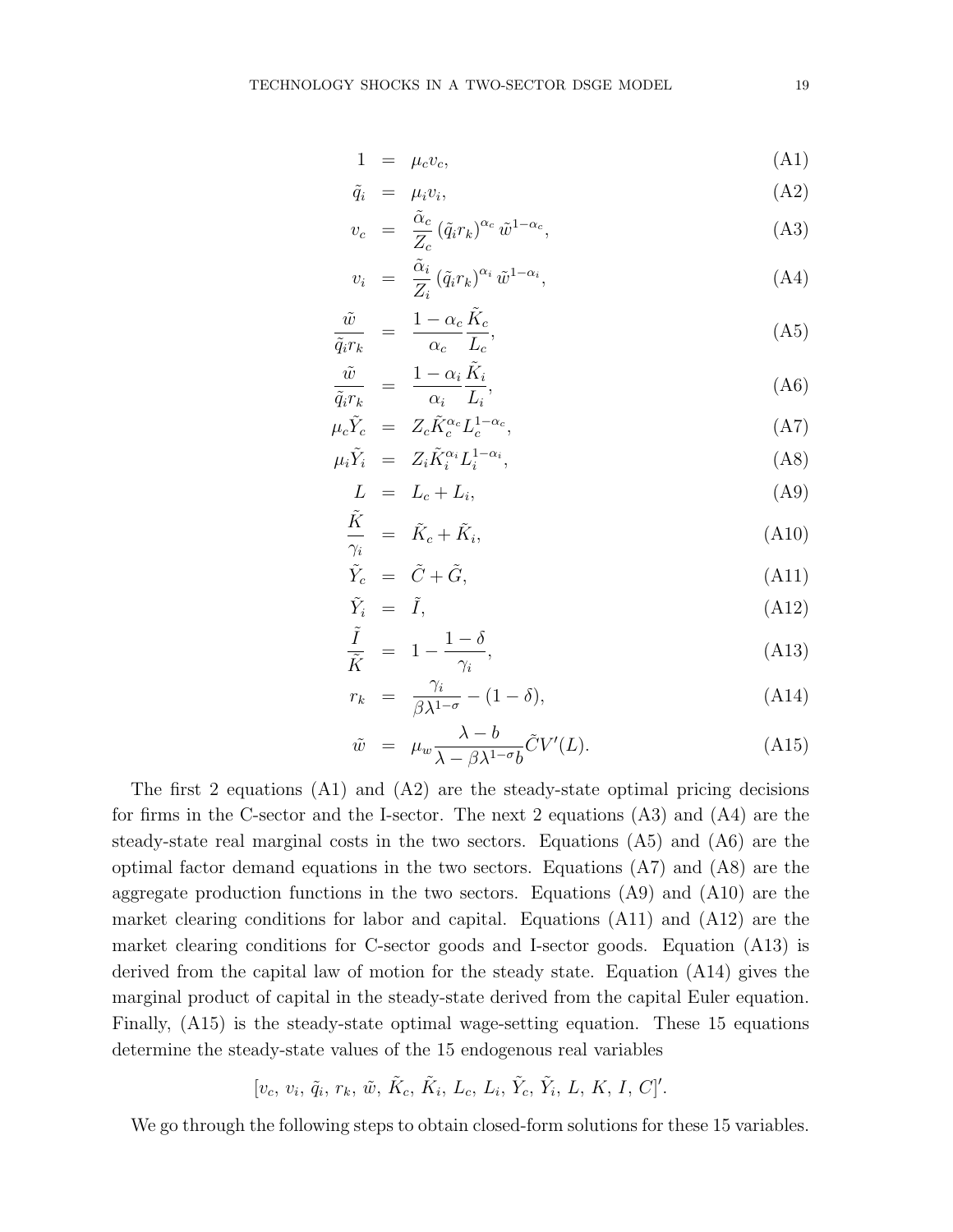$$1 = \mu_c v_c, \tag{A1}$$

$$\tilde{q}_i = \mu_i v_i, \tag{A2}$$

$$v_c = \frac{\tilde{\alpha}_c}{Z_c} \left(\tilde{q}_i r_k\right)^{\alpha_c} \tilde{w}^{1-\alpha_c}, \tag{A3}$$

$$v_i = \frac{\tilde{\alpha}_i}{Z_i} \left(\tilde{q}_i r_k\right)^{\alpha_i} \tilde{w}^{1-\alpha_i}, \tag{A4}$$

$$\frac{\tilde{w}}{\tilde{q}_i r_k} = \frac{1-\alpha_c}{\alpha_c} \frac{\tilde{K}_c}{L_c}, \tag{A5}$$

$$\frac{\tilde{w}}{\tilde{q}_i r_k} = \frac{1-\alpha_i}{\alpha_i} \frac{\tilde{K}_i}{L_i}, \tag{A6}$$

$$\mu_c \tilde{Y}_c = Z_c \tilde{K}_c^{\alpha_c} L_c^{1-\alpha_c}, \tag{A7}$$

$$\mu_i \tilde{Y}_i = Z_i \tilde{K}_i^{\alpha_i} L_i^{1-\alpha_i}, \tag{A8}$$

$$L = L_c + L_i, \tag{A9}$$

$$\frac{\tilde{K}}{\gamma_i} = \tilde{K}_c + \tilde{K}_i, \tag{A10}$$

$$\tilde{Y}_c = \tilde{C} + \tilde{G}, \tag{A11}$$

$$\tilde{Y}_i = \tilde{I}, \tag{A12}$$

$$\frac{\tilde{I}}{\tilde{K}} = 1 - \frac{1-\delta}{\gamma_i}, \tag{A13}$$

$$r_k = \frac{\gamma_i}{\beta \lambda^{1-\sigma}} - (1-\delta), \tag{A14}$$

$$\tilde{w} = \mu_w \frac{\lambda - b}{\lambda - \beta \lambda^{1-\sigma} b} \tilde{C} V'(L). \tag{A15}$$

The first 2 equations (A1) and (A2) are the steady-state optimal pricing decisions for firms in the C-sector and the I-sector. The next 2 equations (A3) and (A4) are the steady-state real marginal costs in the two sectors. Equations (A5) and (A6) are the optimal factor demand equations in the two sectors. Equations (A7) and (A8) are the aggregate production functions in the two sectors. Equations (A9) and (A10) are the market clearing conditions for labor and capital. Equations (A11) and (A12) are the market clearing conditions for C-sector goods and I-sector goods. Equation (A13) is derived from the capital law of motion for the steady state. Equation (A14) gives the marginal product of capital in the steady-state derived from the capital Euler equation. Finally, (A15) is the steady-state optimal wage-setting equation. These 15 equations determine the steady-state values of the 15 endogenous real variables

$$[v_c,\, v_i,\, \tilde{q}_i,\, r_k,\, \tilde{w},\, \tilde{K}_c,\, \tilde{K}_i,\, L_c,\, L_i,\, \tilde{Y}_c,\, \tilde{Y}_i,\, L,\, K,\, I,\, C]'.$$

We go through the following steps to obtain closed-form solutions for these 15 variables.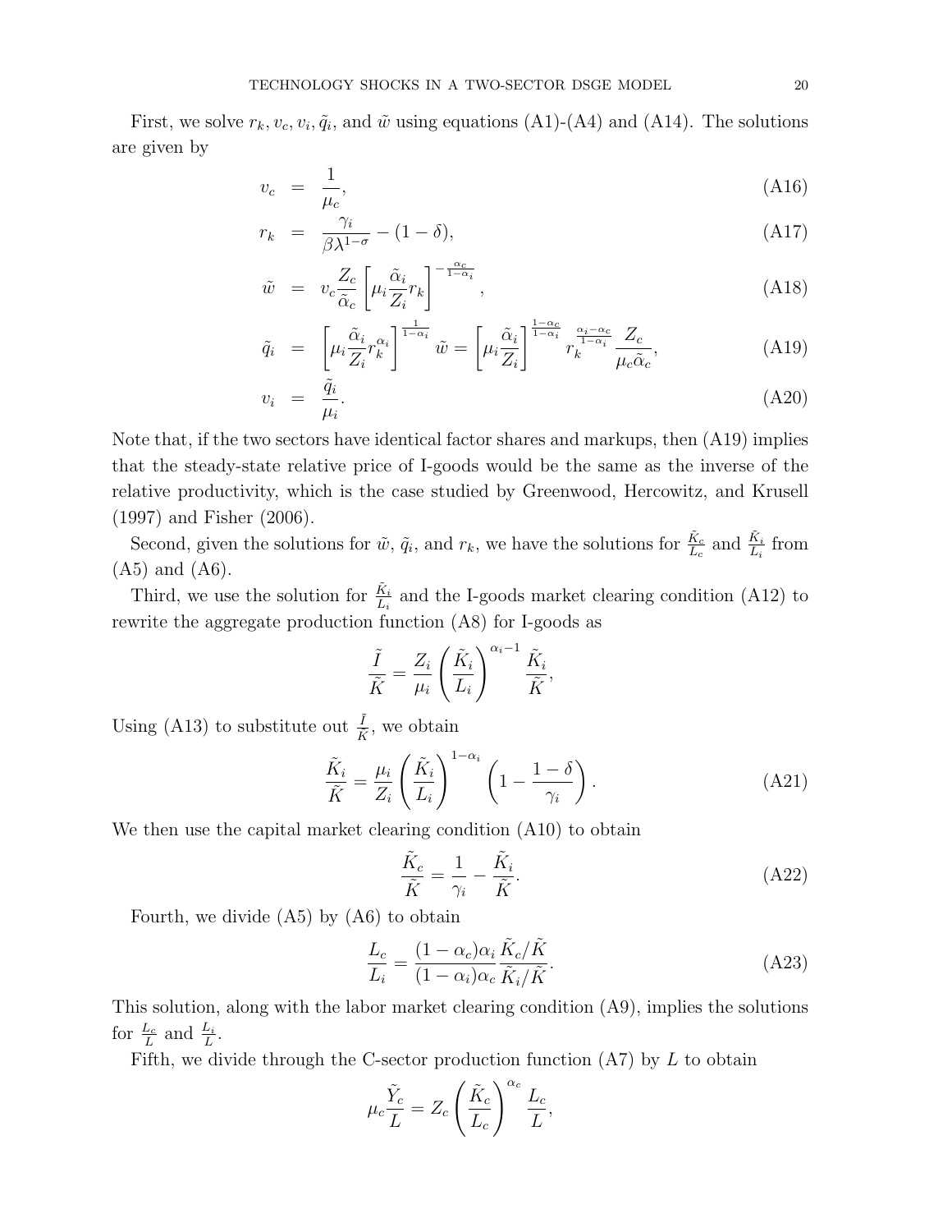First, we solve $r_k, v_c, v_i, \tilde{q}_i$, and $\tilde{w}$ using equations (A1)-(A4) and (A14). The solutions are given by

$$v_c = \frac{1}{\mu_c}, \tag{A16}$$

$$r_k = \frac{\gamma_i}{\beta \lambda^{1-\sigma}} - (1-\delta), \tag{A17}$$

$$\tilde{w} = v_c \frac{Z_c}{\tilde{\alpha}_c} \left[ \mu_i \frac{\tilde{\alpha}_i}{Z_i} r_k \right]^{-\frac{\alpha_c}{1-\alpha_i}}, \tag{A18}$$

$$\tilde{q}_i = \left[ \mu_i \frac{\tilde{\alpha}_i}{Z_i} r_k^{\alpha_i} \right]^{\frac{1}{1-\alpha_i}} \tilde{w} = \left[ \mu_i \frac{\tilde{\alpha}_i}{Z_i} \right]^{\frac{1-\alpha_c}{1-\alpha_i}} r_k^{\frac{\alpha_i - \alpha_c}{1-\alpha_i}} \frac{Z_c}{\mu_c \tilde{\alpha}_c}, \tag{A19}$$

$$v_i = \frac{\tilde{q}_i}{\mu_i}. \tag{A20}$$

Note that, if the two sectors have identical factor shares and markups, then (A19) implies that the steady-state relative price of I-goods would be the same as the inverse of the relative productivity, which is the case studied by Greenwood, Hercowitz, and Krusell (1997) and Fisher (2006).

Second, given the solutions for $\tilde{w}$, $\tilde{q}_i$, and $r_k$, we have the solutions for $\frac{\tilde{K}_c}{L_c}$ and $\frac{\tilde{K}_i}{L_i}$ from (A5) and (A6).

Third, we use the solution for $\frac{\tilde{K}_i}{L_i}$ and the I-goods market clearing condition (A12) to rewrite the aggregate production function (A8) for I-goods as

$$\frac{\tilde{I}}{\tilde{K}} = \frac{Z_i}{\mu_i} \left( \frac{\tilde{K}_i}{L_i} \right)^{\alpha_i - 1} \frac{\tilde{K}_i}{\tilde{K}},$$

Using (A13) to substitute out $\frac{\tilde{I}}{\tilde{K}}$, we obtain

$$\frac{\tilde{K}_i}{\tilde{K}} = \frac{\mu_i}{Z_i} \left( \frac{\tilde{K}_i}{L_i} \right)^{1-\alpha_i} \left( 1 - \frac{1-\delta}{\gamma_i} \right). \tag{A21}$$

We then use the capital market clearing condition (A10) to obtain

$$\frac{\tilde{K}_c}{\tilde{K}} = \frac{1}{\gamma_i} - \frac{\tilde{K}_i}{\tilde{K}}. \tag{A22}$$

Fourth, we divide (A5) by (A6) to obtain

$$\frac{L_c}{L_i} = \frac{(1-\alpha_c)\alpha_i}{(1-\alpha_i)\alpha_c} \frac{\tilde{K}_c/\tilde{K}}{\tilde{K}_i/\tilde{K}}. \tag{A23}$$

This solution, along with the labor market clearing condition (A9), implies the solutions for $\frac{L_c}{L}$ and $\frac{L_i}{L}$.

Fifth, we divide through the C-sector production function (A7) by $L$ to obtain

$$\mu_c \frac{\tilde{Y}_c}{L} = Z_c \left( \frac{\tilde{K}_c}{L_c} \right)^{\alpha_c} \frac{L_c}{L},$$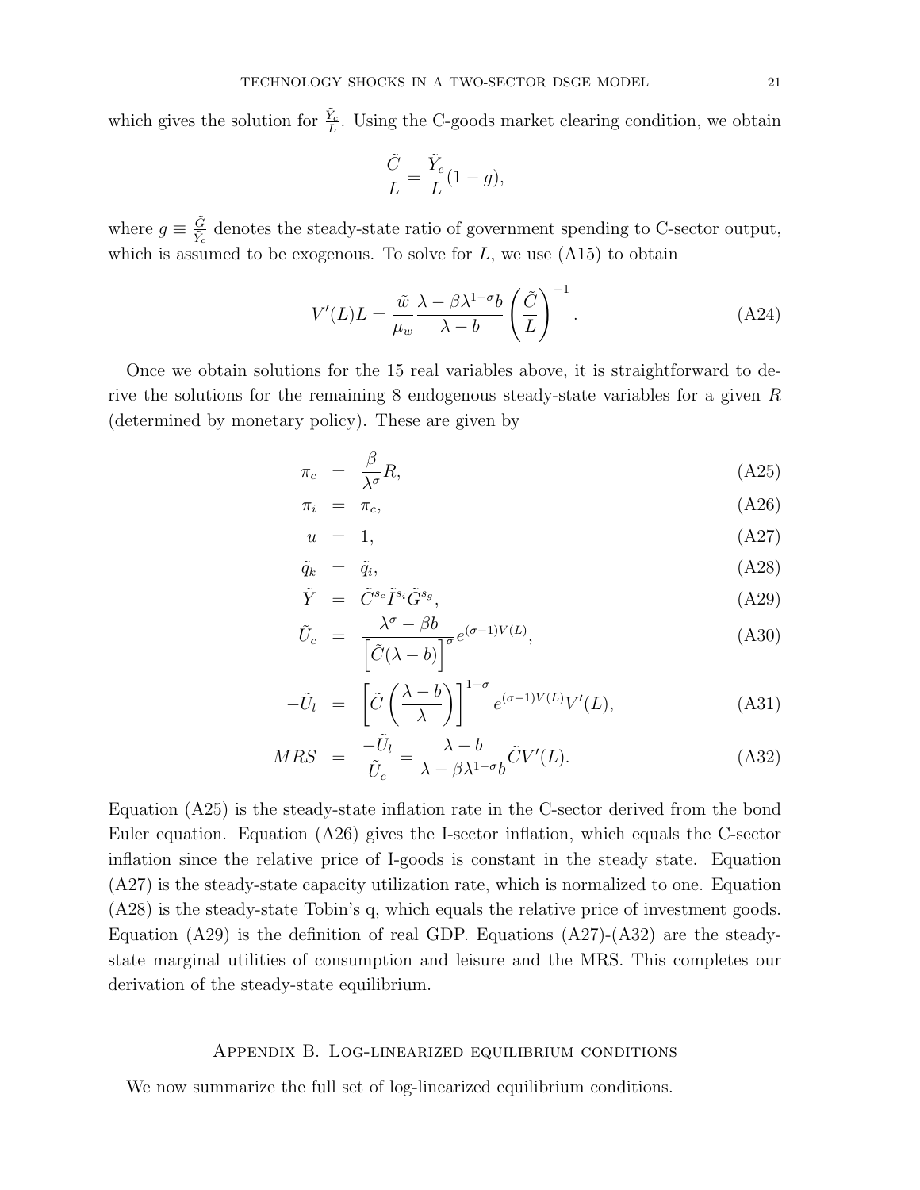which gives the solution for $\frac{\tilde{Y}_c}{L}$. Using the C-goods market clearing condition, we obtain

$$\frac{\tilde{C}}{L} = \frac{\tilde{Y}_c}{L}(1-g),$$

where $g \equiv \frac{\tilde{G}}{\tilde{Y}_c}$ denotes the steady-state ratio of government spending to C-sector output, which is assumed to be exogenous. To solve for $L$, we use (A15) to obtain

$$V'(L)L = \frac{\tilde{w}}{\mu_w}\frac{\lambda - \beta\lambda^{1-\sigma}b}{\lambda - b}\left(\frac{\tilde{C}}{L}\right)^{-1}. \tag{A24}$$

Once we obtain solutions for the 15 real variables above, it is straightforward to derive the solutions for the remaining 8 endogenous steady-state variables for a given $R$ (determined by monetary policy). These are given by

$$\pi_c = \frac{\beta}{\lambda^\sigma}R, \tag{A25}$$

$$\pi_i = \pi_c, \tag{A26}$$

$$u = 1, \tag{A27}$$

$$\tilde{q}_k = \tilde{q}_i, \tag{A28}$$

$$\tilde{Y} = \tilde{C}^{s_c}\tilde{I}^{s_i}\tilde{G}^{s_g}, \tag{A29}$$

$$\tilde{U}_c = \frac{\lambda^\sigma - \beta b}{\left[\tilde{C}(\lambda - b)\right]^\sigma}e^{(\sigma-1)V(L)}, \tag{A30}$$

$$-\tilde{U}_l = \left[\tilde{C}\left(\frac{\lambda - b}{\lambda}\right)\right]^{1-\sigma}e^{(\sigma-1)V(L)}V'(L), \tag{A31}$$

$$MRS = \frac{-\tilde{U}_l}{\tilde{U}_c} = \frac{\lambda - b}{\lambda - \beta\lambda^{1-\sigma}b}\tilde{C}V'(L). \tag{A32}$$

Equation (A25) is the steady-state inflation rate in the C-sector derived from the bond Euler equation. Equation (A26) gives the I-sector inflation, which equals the C-sector inflation since the relative price of I-goods is constant in the steady state. Equation (A27) is the steady-state capacity utilization rate, which is normalized to one. Equation (A28) is the steady-state Tobin's q, which equals the relative price of investment goods. Equation (A29) is the definition of real GDP. Equations (A27)-(A32) are the steady-state marginal utilities of consumption and leisure and the MRS. This completes our derivation of the steady-state equilibrium.

## Appendix B. Log-linearized equilibrium conditions

We now summarize the full set of log-linearized equilibrium conditions.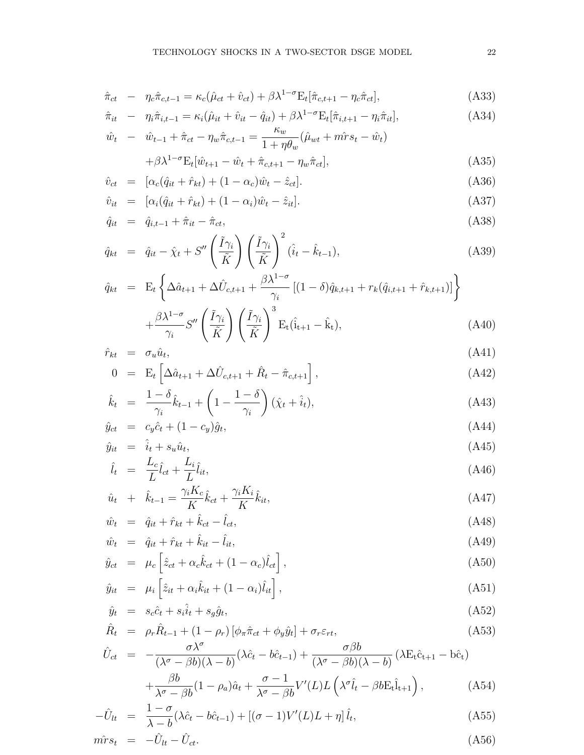$$\hat{\pi}_{ct} - \eta_c \hat{\pi}_{c,t-1} = \kappa_c(\hat{\mu}_{ct} + \hat{v}_{ct}) + \beta\lambda^{1-\sigma}\mathrm{E}_t[\hat{\pi}_{c,t+1} - \eta_c \hat{\pi}_{ct}], \tag{A33}$$

$$\hat{\pi}_{it} - \eta_i \hat{\pi}_{i,t-1} = \kappa_i(\hat{\mu}_{it} + \hat{v}_{it} - \hat{q}_{it}) + \beta\lambda^{1-\sigma}\mathrm{E}_t[\hat{\pi}_{i,t+1} - \eta_i \hat{\pi}_{it}], \tag{A34}$$

$$\begin{aligned}\hat{w}_t - \hat{w}_{t-1} + \hat{\pi}_{ct} - \eta_w \hat{\pi}_{c,t-1} &= \frac{\kappa_w}{1+\eta\theta_w}(\hat{\mu}_{wt} + \hat{mrs}_t - \hat{w}_t) \\ &+ \beta\lambda^{1-\sigma}\mathrm{E}_t[\hat{w}_{t+1} - \hat{w}_t + \hat{\pi}_{c,t+1} - \eta_w \hat{\pi}_{ct}],\end{aligned} \tag{A35}$$

$$\hat{v}_{ct} = [\alpha_c(\hat{q}_{it} + \hat{r}_{kt}) + (1-\alpha_c)\hat{w}_t - \hat{z}_{ct}]. \tag{A36}$$

$$\hat{v}_{it} = [\alpha_i(\hat{q}_{it} + \hat{r}_{kt}) + (1-\alpha_i)\hat{w}_t - \hat{z}_{it}]. \tag{A37}$$

$$\hat{q}_{it} = \hat{q}_{i,t-1} + \hat{\pi}_{it} - \hat{\pi}_{ct}, \tag{A38}$$

$$\hat{q}_{kt} = \hat{q}_{it} - \hat{\chi}_t + S''\left(\frac{\tilde{I}\gamma_i}{\tilde{K}}\right)\left(\frac{\tilde{I}\gamma_i}{\tilde{K}}\right)^2(\hat{i}_t - \hat{k}_{t-1}), \tag{A39}$$

$$\begin{aligned}\hat{q}_{kt} &= \mathrm{E}_t\left\{\Delta\hat{a}_{t+1} + \Delta\hat{U}_{c,t+1} + \frac{\beta\lambda^{1-\sigma}}{\gamma_i}\left[(1-\delta)\hat{q}_{k,t+1} + r_k(\hat{q}_{i,t+1} + \hat{r}_{k,t+1})\right]\right\} \\ &+ \frac{\beta\lambda^{1-\sigma}}{\gamma_i}S''\left(\frac{\tilde{I}\gamma_i}{\tilde{K}}\right)\left(\frac{\tilde{I}\gamma_i}{\tilde{K}}\right)^3\mathrm{E}_t(\hat{i}_{t+1} - \hat{k}_t),\end{aligned} \tag{A40}$$

$$\hat{r}_{kt} = \sigma_u \hat{u}_t, \tag{A41}$$

$$0 = \mathrm{E}_t\left[\Delta\hat{a}_{t+1} + \Delta\hat{U}_{c,t+1} + \hat{R}_t - \hat{\pi}_{c,t+1}\right], \tag{A42}$$

$$\hat{k}_t = \frac{1-\delta}{\gamma_i}\hat{k}_{t-1} + \left(1 - \frac{1-\delta}{\gamma_i}\right)(\hat{\chi}_t + \hat{i}_t), \tag{A43}$$

$$\hat{y}_{ct} = c_y\hat{c}_t + (1-c_y)\hat{g}_t, \tag{A44}$$

$$\hat{y}_{it} = \hat{i}_t + s_u\hat{u}_t, \tag{A45}$$

$$\hat{l}_t = \frac{L_c}{L}\hat{l}_{ct} + \frac{L_i}{L}\hat{l}_{it}, \tag{A46}$$

$$\hat{u}_t + \hat{k}_{t-1} = \frac{\gamma_i K_c}{K}\hat{k}_{ct} + \frac{\gamma_i K_i}{K}\hat{k}_{it}, \tag{A47}$$

$$\hat{w}_t = \hat{q}_{it} + \hat{r}_{kt} + \hat{k}_{ct} - \hat{l}_{ct}, \tag{A48}$$

$$\hat{w}_t = \hat{q}_{it} + \hat{r}_{kt} + \hat{k}_{it} - \hat{l}_{it}, \tag{A49}$$

$$\hat{y}_{ct} = \mu_c\left[\hat{z}_{ct} + \alpha_c\hat{k}_{ct} + (1-\alpha_c)\hat{l}_{ct}\right], \tag{A50}$$

$$\hat{y}_{it} = \mu_i\left[\hat{z}_{it} + \alpha_i\hat{k}_{it} + (1-\alpha_i)\hat{l}_{it}\right], \tag{A51}$$

$$\hat{y}_t = s_c\hat{c}_t + s_i\hat{i}_t + s_g\hat{g}_t, \tag{A52}$$

$$\hat{R}_t = \rho_r\hat{R}_{t-1} + (1-\rho_r)\left[\phi_\pi\hat{\pi}_{ct} + \phi_y\hat{y}_t\right] + \sigma_r\varepsilon_{rt}, \tag{A53}$$

$$\begin{aligned}\hat{U}_{ct} &= -\frac{\sigma\lambda^\sigma}{(\lambda^\sigma - \beta b)(\lambda - b)}(\lambda\hat{c}_t - b\hat{c}_{t-1}) + \frac{\sigma\beta b}{(\lambda^\sigma - \beta b)(\lambda - b)}\left(\lambda\mathrm{E}_t\hat{c}_{t+1} - b\hat{c}_t\right) \\ &+ \frac{\beta b}{\lambda^\sigma - \beta b}(1-\rho_a)\hat{a}_t + \frac{\sigma - 1}{\lambda^\sigma - \beta b}V'(L)L\left(\lambda^\sigma\hat{l}_t - \beta b\mathrm{E}_t\hat{l}_{t+1}\right),\end{aligned} \tag{A54}$$

$$-\hat{U}_{lt} = \frac{1-\sigma}{\lambda - b}(\lambda\hat{c}_t - b\hat{c}_{t-1}) + \left[(\sigma-1)V'(L)L + \eta\right]\hat{l}_t, \tag{A55}$$

$$\hat{mrs}_t = -\hat{U}_{lt} - \hat{U}_{ct}. \tag{A56}$$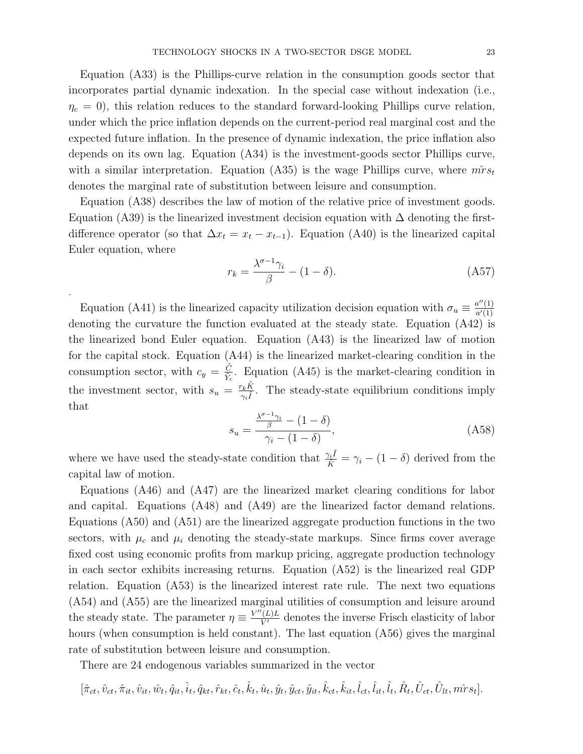Equation (A33) is the Phillips-curve relation in the consumption goods sector that incorporates partial dynamic indexation. In the special case without indexation (i.e., $\eta_c = 0$), this relation reduces to the standard forward-looking Phillips curve relation, under which the price inflation depends on the current-period real marginal cost and the expected future inflation. In the presence of dynamic indexation, the price inflation also depends on its own lag. Equation (A34) is the investment-goods sector Phillips curve, with a similar interpretation. Equation (A35) is the wage Phillips curve, where $\hat{mrs}_t$ denotes the marginal rate of substitution between leisure and consumption.

Equation (A38) describes the law of motion of the relative price of investment goods. Equation (A39) is the linearized investment decision equation with $\Delta$ denoting the first-difference operator (so that $\Delta x_t = x_t - x_{t-1}$). Equation (A40) is the linearized capital Euler equation, where

$$r_k = \frac{\lambda^{\sigma-1}\gamma_i}{\beta} - (1-\delta). \tag{A57}$$

.

Equation (A41) is the linearized capacity utilization decision equation with $\sigma_u \equiv \frac{a''(1)}{a'(1)}$ denoting the curvature the function evaluated at the steady state. Equation (A42) is the linearized bond Euler equation. Equation (A43) is the linearized law of motion for the capital stock. Equation (A44) is the linearized market-clearing condition in the consumption sector, with $c_y = \frac{\tilde{C}}{\tilde{Y}_c}$. Equation (A45) is the market-clearing condition in the investment sector, with $s_u = \frac{r_k \tilde{K}}{\gamma_i \tilde{I}}$. The steady-state equilibrium conditions imply that

$$s_u = \frac{\frac{\lambda^{\sigma-1}\gamma_i}{\beta} - (1-\delta)}{\gamma_i - (1-\delta)}, \tag{A58}$$

where we have used the steady-state condition that $\frac{\gamma_i \tilde{I}}{\tilde{K}} = \gamma_i - (1-\delta)$ derived from the capital law of motion.

Equations (A46) and (A47) are the linearized market clearing conditions for labor and capital. Equations (A48) and (A49) are the linearized factor demand relations. Equations (A50) and (A51) are the linearized aggregate production functions in the two sectors, with $\mu_c$ and $\mu_i$ denoting the steady-state markups. Since firms cover average fixed cost using economic profits from markup pricing, aggregate production technology in each sector exhibits increasing returns. Equation (A52) is the linearized real GDP relation. Equation (A53) is the linearized interest rate rule. The next two equations (A54) and (A55) are the linearized marginal utilities of consumption and leisure around the steady state. The parameter $\eta \equiv \frac{V''(L)L}{V'}$ denotes the inverse Frisch elasticity of labor hours (when consumption is held constant). The last equation (A56) gives the marginal rate of substitution between leisure and consumption.

There are 24 endogenous variables summarized in the vector

$$[\hat{\pi}_{ct}, \hat{v}_{ct}, \hat{\pi}_{it}, \hat{v}_{it}, \hat{w}_t, \hat{q}_{it}, \hat{i}_t, \hat{q}_{kt}, \hat{r}_{kt}, \hat{c}_t, \hat{k}_t, \hat{u}_t, \hat{y}_t, \hat{y}_{ct}, \hat{y}_{it}, \hat{k}_{ct}, \hat{k}_{it}, \hat{l}_{ct}, \hat{l}_{it}, \hat{l}_t, \hat{R}_t, \hat{U}_{ct}, \hat{U}_{lt}, \hat{mrs}_t].$$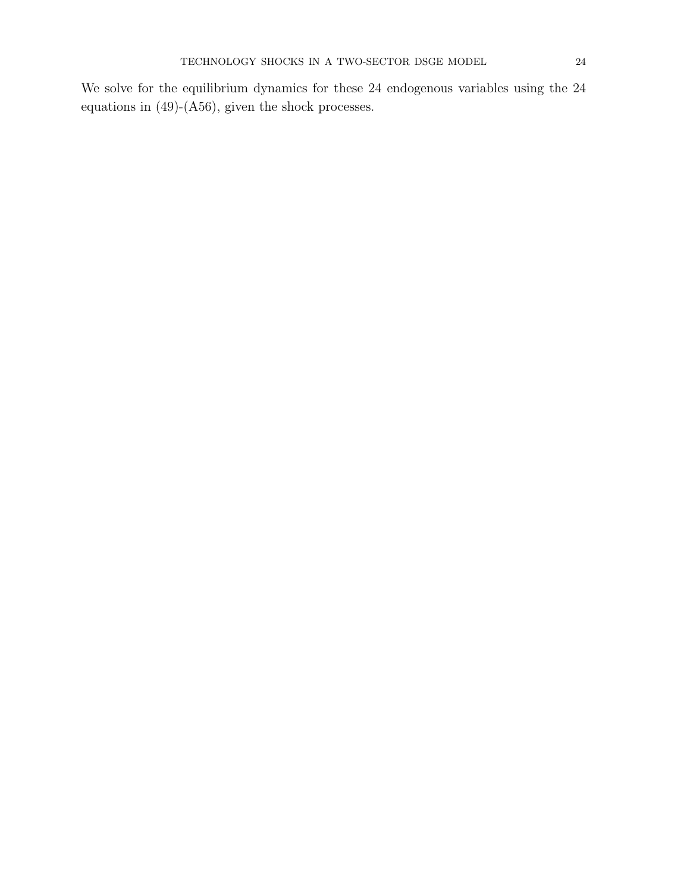We solve for the equilibrium dynamics for these 24 endogenous variables using the 24 equations in (49)-(A56), given the shock processes.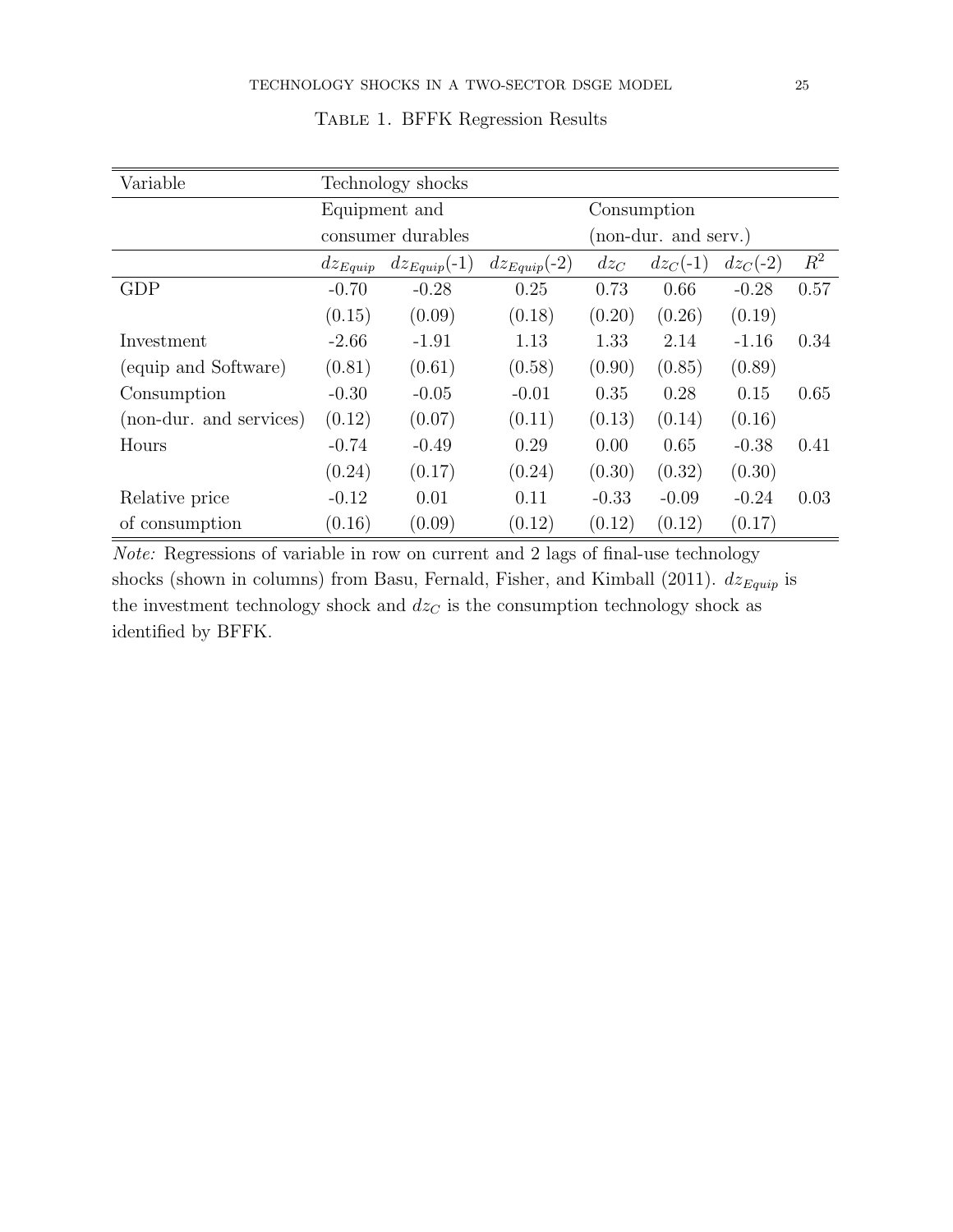Table 1. BFFK Regression Results

| Variable | Technology shocks | | | | | | |
|---|---|---|---|---|---|---|---|
| | Equipment and consumer durables | | | Consumption (non-dur. and serv.) | | | |
| | $dz_{Equip}$ | $dz_{Equip}$(-1) | $dz_{Equip}$(-2) | $dz_C$ | $dz_C$(-1) | $dz_C$(-2) | $R^2$ |
| GDP | -0.70 | -0.28 | 0.25 | 0.73 | 0.66 | -0.28 | 0.57 |
| | (0.15) | (0.09) | (0.18) | (0.20) | (0.26) | (0.19) | |
| Investment | -2.66 | -1.91 | 1.13 | 1.33 | 2.14 | -1.16 | 0.34 |
| (equip and Software) | (0.81) | (0.61) | (0.58) | (0.90) | (0.85) | (0.89) | |
| Consumption | -0.30 | -0.05 | -0.01 | 0.35 | 0.28 | 0.15 | 0.65 |
| (non-dur. and services) | (0.12) | (0.07) | (0.11) | (0.13) | (0.14) | (0.16) | |
| Hours | -0.74 | -0.49 | 0.29 | 0.00 | 0.65 | -0.38 | 0.41 |
| | (0.24) | (0.17) | (0.24) | (0.30) | (0.32) | (0.30) | |
| Relative price | -0.12 | 0.01 | 0.11 | -0.33 | -0.09 | -0.24 | 0.03 |
| of consumption | (0.16) | (0.09) | (0.12) | (0.12) | (0.12) | (0.17) | |

*Note:* Regressions of variable in row on current and 2 lags of final-use technology shocks (shown in columns) from Basu, Fernald, Fisher, and Kimball (2011). $dz_{Equip}$ is the investment technology shock and $dz_C$ is the consumption technology shock as identified by BFFK.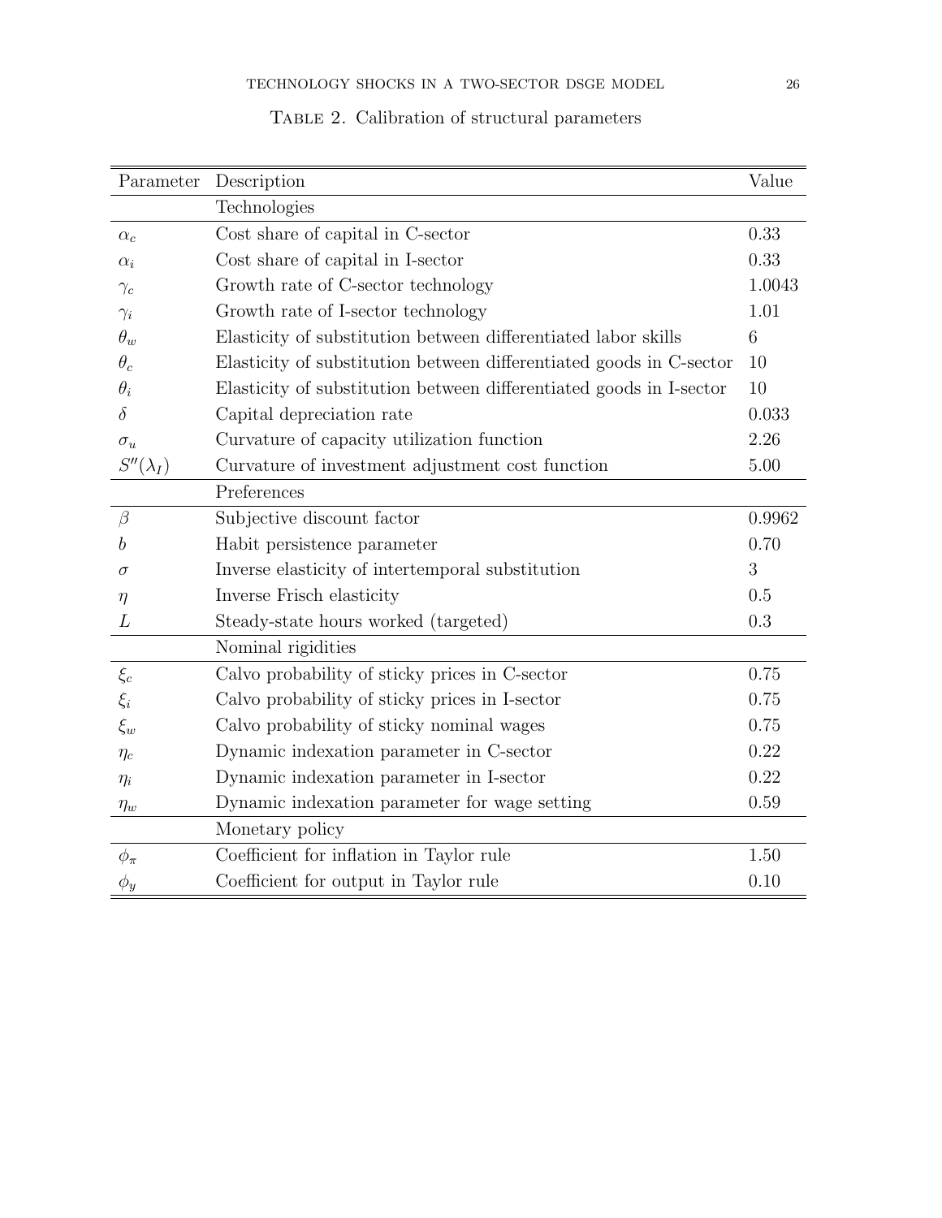Table 2. Calibration of structural parameters

| Parameter | Description | Value |
|---|---|---|
| | Technologies | |
| $\alpha_c$ | Cost share of capital in C-sector | 0.33 |
| $\alpha_i$ | Cost share of capital in I-sector | 0.33 |
| $\gamma_c$ | Growth rate of C-sector technology | 1.0043 |
| $\gamma_i$ | Growth rate of I-sector technology | 1.01 |
| $\theta_w$ | Elasticity of substitution between differentiated labor skills | 6 |
| $\theta_c$ | Elasticity of substitution between differentiated goods in C-sector | 10 |
| $\theta_i$ | Elasticity of substitution between differentiated goods in I-sector | 10 |
| $\delta$ | Capital depreciation rate | 0.033 |
| $\sigma_u$ | Curvature of capacity utilization function | 2.26 |
| $S''(\lambda_I)$ | Curvature of investment adjustment cost function | 5.00 |
| | Preferences | |
| $\beta$ | Subjective discount factor | 0.9962 |
| $b$ | Habit persistence parameter | 0.70 |
| $\sigma$ | Inverse elasticity of intertemporal substitution | 3 |
| $\eta$ | Inverse Frisch elasticity | 0.5 |
| $L$ | Steady-state hours worked (targeted) | 0.3 |
| | Nominal rigidities | |
| $\xi_c$ | Calvo probability of sticky prices in C-sector | 0.75 |
| $\xi_i$ | Calvo probability of sticky prices in I-sector | 0.75 |
| $\xi_w$ | Calvo probability of sticky nominal wages | 0.75 |
| $\eta_c$ | Dynamic indexation parameter in C-sector | 0.22 |
| $\eta_i$ | Dynamic indexation parameter in I-sector | 0.22 |
| $\eta_w$ | Dynamic indexation parameter for wage setting | 0.59 |
| | Monetary policy | |
| $\phi_\pi$ | Coefficient for inflation in Taylor rule | 1.50 |
| $\phi_y$ | Coefficient for output in Taylor rule | 0.10 |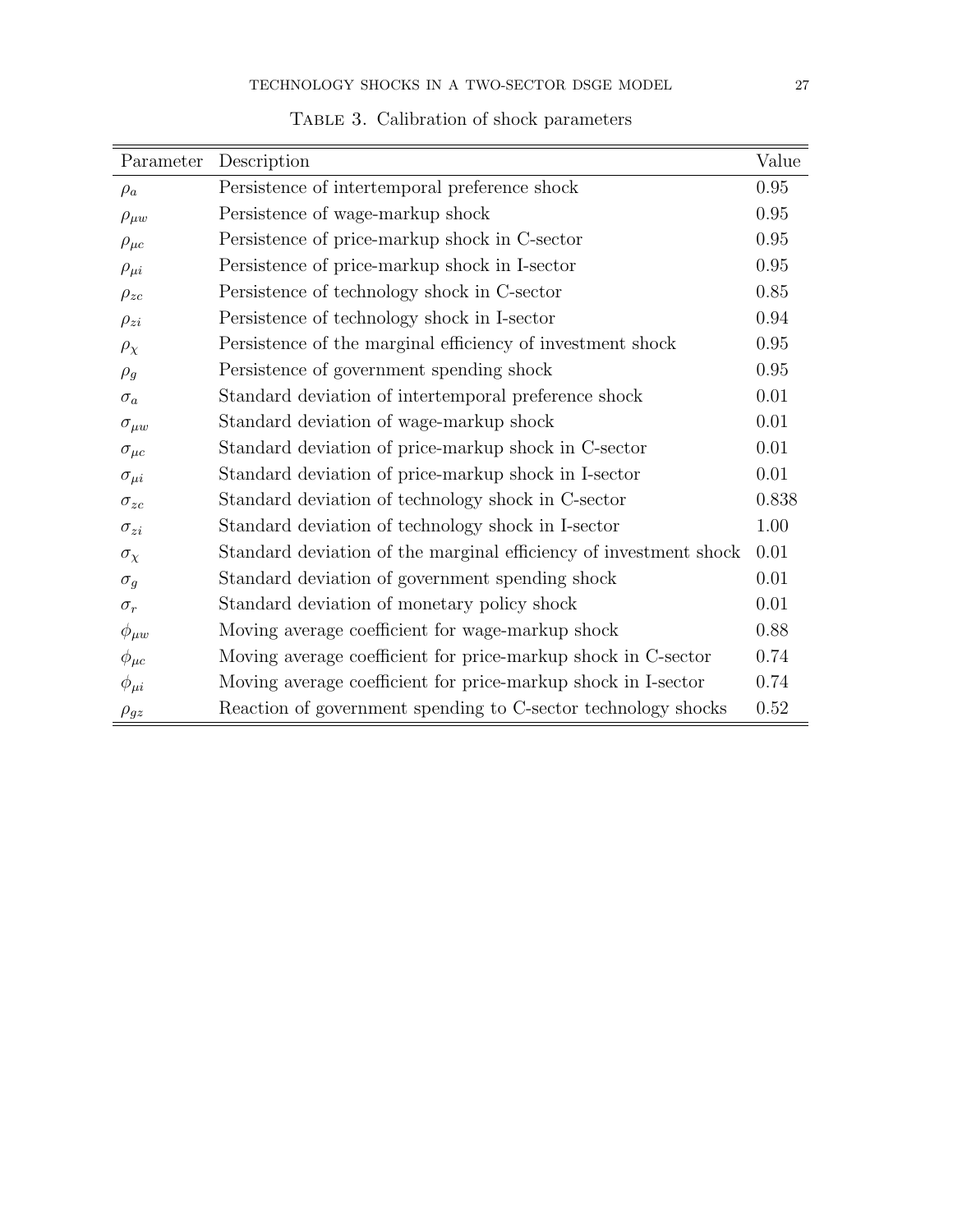Table 3. Calibration of shock parameters

| Parameter | Description | Value |
|---|---|---|
| $\rho_a$ | Persistence of intertemporal preference shock | 0.95 |
| $\rho_{\mu w}$ | Persistence of wage-markup shock | 0.95 |
| $\rho_{\mu c}$ | Persistence of price-markup shock in C-sector | 0.95 |
| $\rho_{\mu i}$ | Persistence of price-markup shock in I-sector | 0.95 |
| $\rho_{zc}$ | Persistence of technology shock in C-sector | 0.85 |
| $\rho_{zi}$ | Persistence of technology shock in I-sector | 0.94 |
| $\rho_{\chi}$ | Persistence of the marginal efficiency of investment shock | 0.95 |
| $\rho_g$ | Persistence of government spending shock | 0.95 |
| $\sigma_a$ | Standard deviation of intertemporal preference shock | 0.01 |
| $\sigma_{\mu w}$ | Standard deviation of wage-markup shock | 0.01 |
| $\sigma_{\mu c}$ | Standard deviation of price-markup shock in C-sector | 0.01 |
| $\sigma_{\mu i}$ | Standard deviation of price-markup shock in I-sector | 0.01 |
| $\sigma_{zc}$ | Standard deviation of technology shock in C-sector | 0.838 |
| $\sigma_{zi}$ | Standard deviation of technology shock in I-sector | 1.00 |
| $\sigma_{\chi}$ | Standard deviation of the marginal efficiency of investment shock | 0.01 |
| $\sigma_g$ | Standard deviation of government spending shock | 0.01 |
| $\sigma_r$ | Standard deviation of monetary policy shock | 0.01 |
| $\phi_{\mu w}$ | Moving average coefficient for wage-markup shock | 0.88 |
| $\phi_{\mu c}$ | Moving average coefficient for price-markup shock in C-sector | 0.74 |
| $\phi_{\mu i}$ | Moving average coefficient for price-markup shock in I-sector | 0.74 |
| $\rho_{gz}$ | Reaction of government spending to C-sector technology shocks | 0.52 |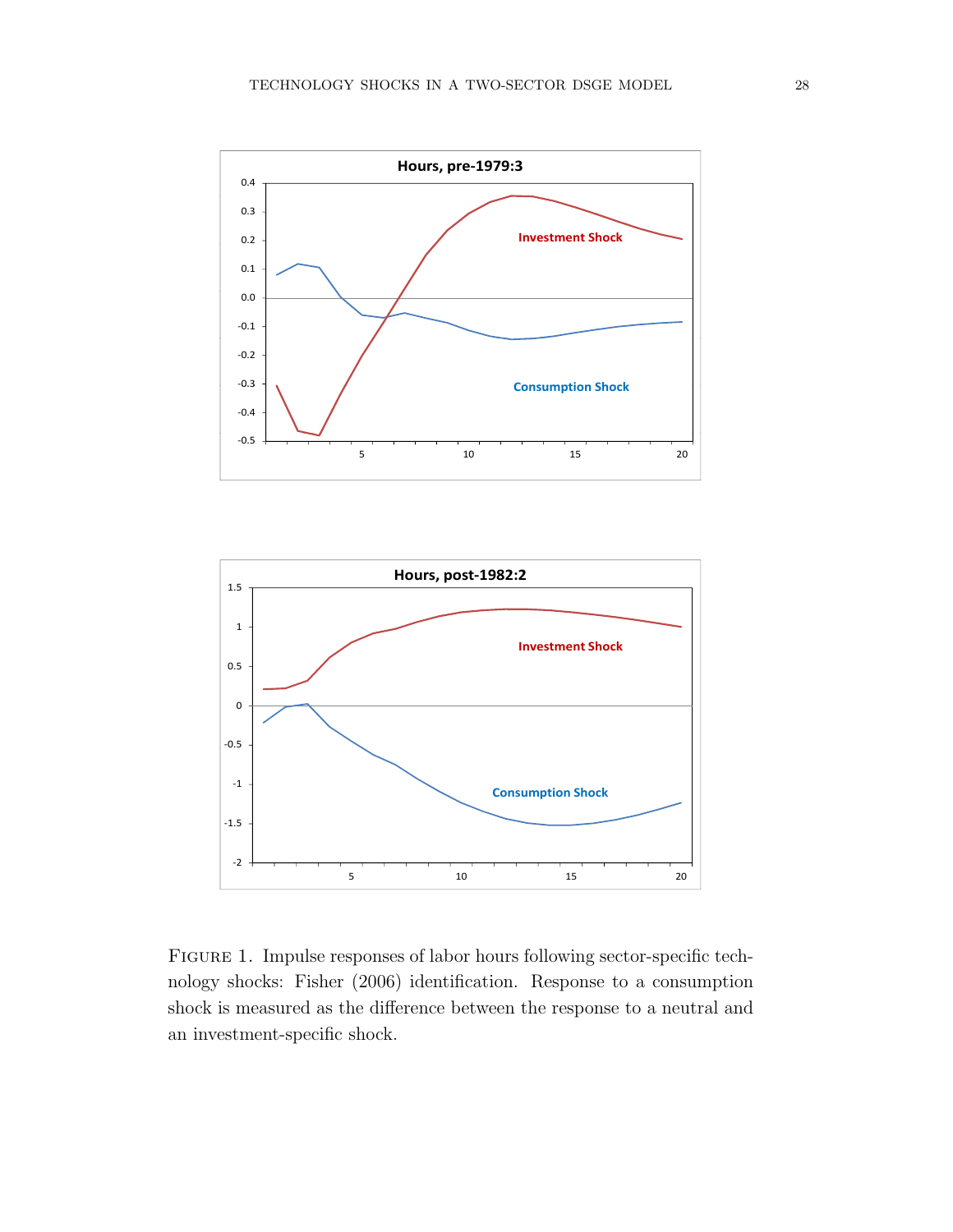FIGURE 1. Impulse responses of labor hours following sector-specific technology shocks: Fisher (2006) identification. Response to a consumption shock is measured as the difference between the response to a neutral and an investment-specific shock.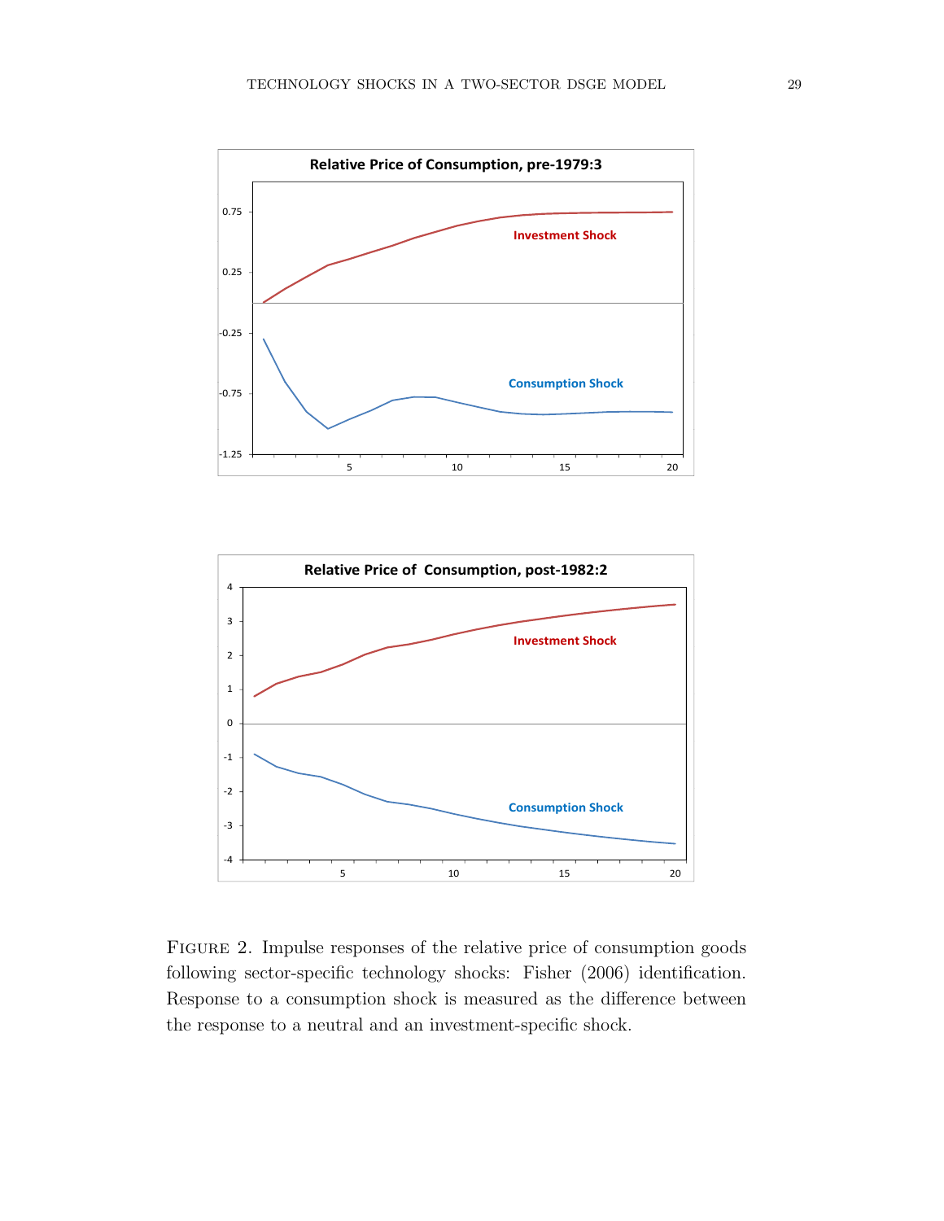FIGURE 2. Impulse responses of the relative price of consumption goods following sector-specific technology shocks: Fisher (2006) identification. Response to a consumption shock is measured as the difference between the response to a neutral and an investment-specific shock.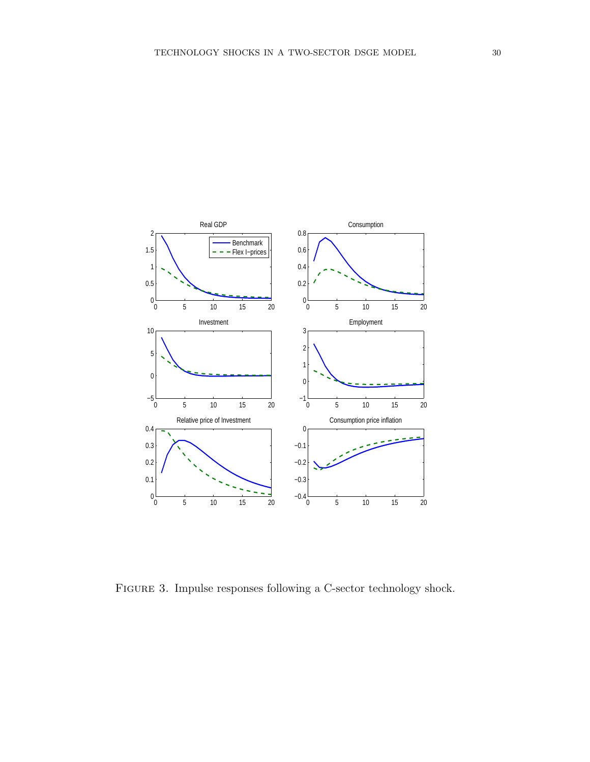Figure 3. Impulse responses following a C-sector technology shock.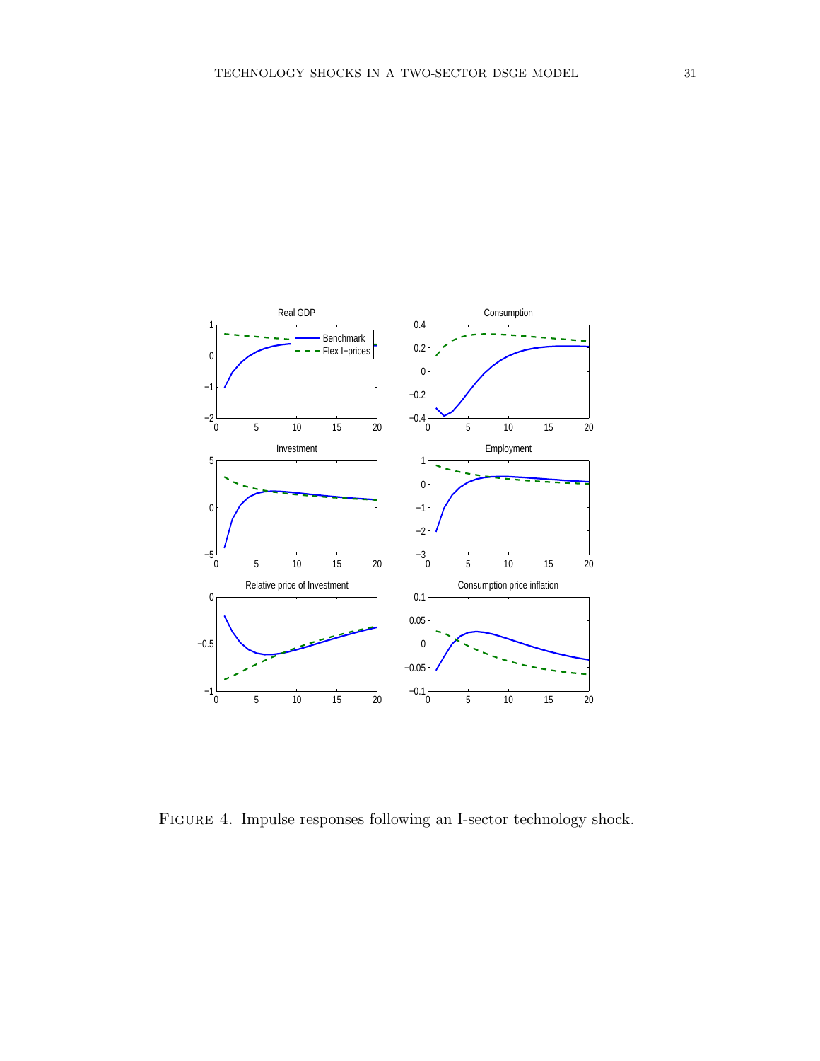Figure 4. Impulse responses following an I-sector technology shock.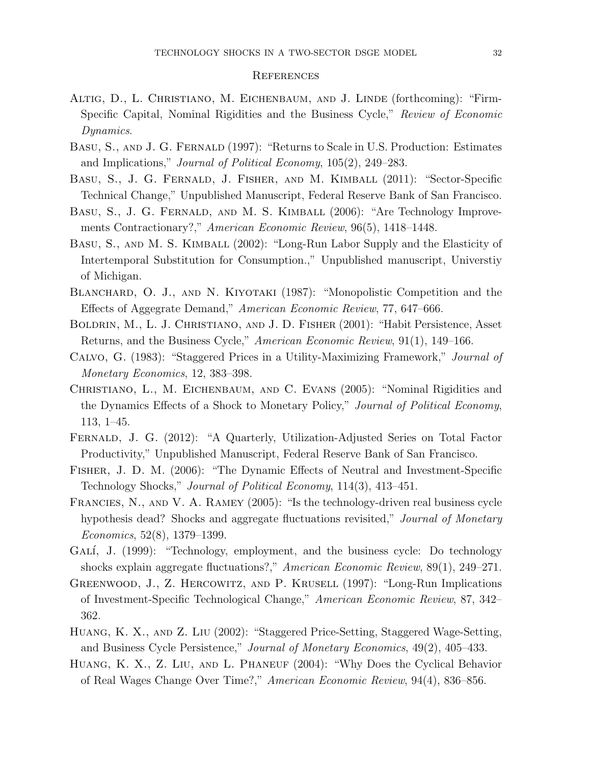## References

Altig, D., L. Christiano, M. Eichenbaum, and J. Linde (forthcoming): "Firm-Specific Capital, Nominal Rigidities and the Business Cycle," *Review of Economic Dynamics*.

Basu, S., and J. G. Fernald (1997): "Returns to Scale in U.S. Production: Estimates and Implications," *Journal of Political Economy*, 105(2), 249–283.

Basu, S., J. G. Fernald, J. Fisher, and M. Kimball (2011): "Sector-Specific Technical Change," Unpublished Manuscript, Federal Reserve Bank of San Francisco.

Basu, S., J. G. Fernald, and M. S. Kimball (2006): "Are Technology Improvements Contractionary?," *American Economic Review*, 96(5), 1418–1448.

Basu, S., and M. S. Kimball (2002): "Long-Run Labor Supply and the Elasticity of Intertemporal Substitution for Consumption.," Unpublished manuscript, Universtiy of Michigan.

Blanchard, O. J., and N. Kiyotaki (1987): "Monopolistic Competition and the Effects of Aggegrate Demand," *American Economic Review*, 77, 647–666.

Boldrin, M., L. J. Christiano, and J. D. Fisher (2001): "Habit Persistence, Asset Returns, and the Business Cycle," *American Economic Review*, 91(1), 149–166.

Calvo, G. (1983): "Staggered Prices in a Utility-Maximizing Framework," *Journal of Monetary Economics*, 12, 383–398.

Christiano, L., M. Eichenbaum, and C. Evans (2005): "Nominal Rigidities and the Dynamics Effects of a Shock to Monetary Policy," *Journal of Political Economy*, 113, 1–45.

Fernald, J. G. (2012): "A Quarterly, Utilization-Adjusted Series on Total Factor Productivity," Unpublished Manuscript, Federal Reserve Bank of San Francisco.

Fisher, J. D. M. (2006): "The Dynamic Effects of Neutral and Investment-Specific Technology Shocks," *Journal of Political Economy*, 114(3), 413–451.

Francies, N., and V. A. Ramey (2005): "Is the technology-driven real business cycle hypothesis dead? Shocks and aggregate fluctuations revisited," *Journal of Monetary Economics*, 52(8), 1379–1399.

Galí, J. (1999): "Technology, employment, and the business cycle: Do technology shocks explain aggregate fluctuations?," *American Economic Review*, 89(1), 249–271.

Greenwood, J., Z. Hercowitz, and P. Krusell (1997): "Long-Run Implications of Investment-Specific Technological Change," *American Economic Review*, 87, 342–362.

Huang, K. X., and Z. Liu (2002): "Staggered Price-Setting, Staggered Wage-Setting, and Business Cycle Persistence," *Journal of Monetary Economics*, 49(2), 405–433.

Huang, K. X., Z. Liu, and L. Phaneuf (2004): "Why Does the Cyclical Behavior of Real Wages Change Over Time?," *American Economic Review*, 94(4), 836–856.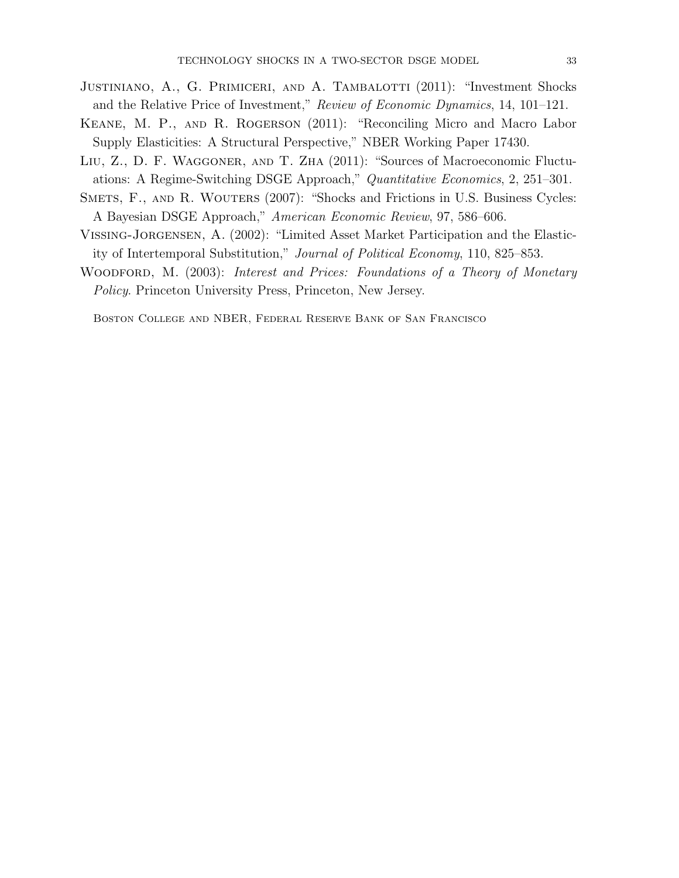Justiniano, A., G. Primiceri, and A. Tambalotti (2011): "Investment Shocks and the Relative Price of Investment," *Review of Economic Dynamics*, 14, 101–121.

Keane, M. P., and R. Rogerson (2011): "Reconciling Micro and Macro Labor Supply Elasticities: A Structural Perspective," NBER Working Paper 17430.

Liu, Z., D. F. Waggoner, and T. Zha (2011): "Sources of Macroeconomic Fluctuations: A Regime-Switching DSGE Approach," *Quantitative Economics*, 2, 251–301.

Smets, F., and R. Wouters (2007): "Shocks and Frictions in U.S. Business Cycles: A Bayesian DSGE Approach," *American Economic Review*, 97, 586–606.

Vissing-Jorgensen, A. (2002): "Limited Asset Market Participation and the Elasticity of Intertemporal Substitution," *Journal of Political Economy*, 110, 825–853.

Woodford, M. (2003): *Interest and Prices: Foundations of a Theory of Monetary Policy*. Princeton University Press, Princeton, New Jersey.

Boston College and NBER, Federal Reserve Bank of San Francisco